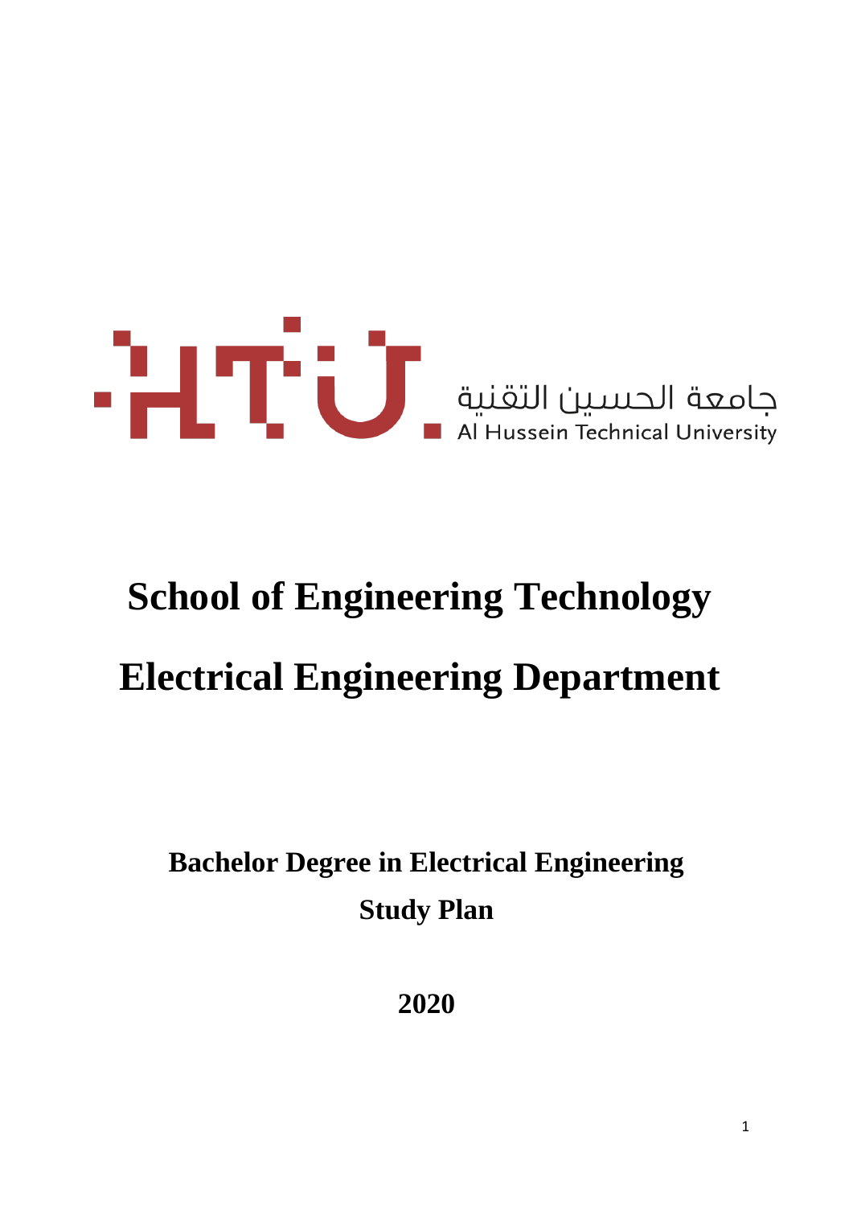جامعة الحسين التقنية

Al Hussein Technical University

# School of Engineering Technology

# Electrical Engineering Department

## Bachelor Degree in Electrical Engineering

## Study Plan

## 2020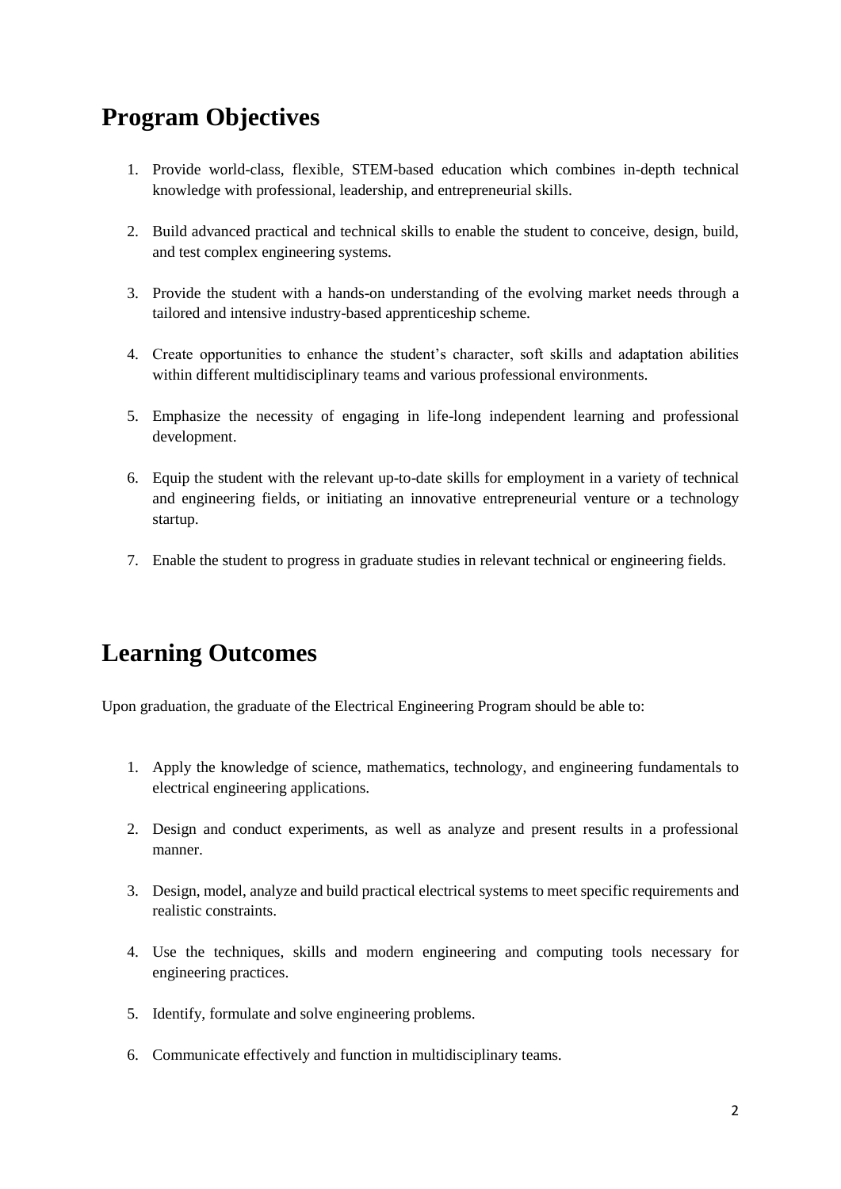## Program Objectives

1. Provide world-class, flexible, STEM-based education which combines in-depth technical knowledge with professional, leadership, and entrepreneurial skills.

2. Build advanced practical and technical skills to enable the student to conceive, design, build, and test complex engineering systems.

3. Provide the student with a hands-on understanding of the evolving market needs through a tailored and intensive industry-based apprenticeship scheme.

4. Create opportunities to enhance the student's character, soft skills and adaptation abilities within different multidisciplinary teams and various professional environments.

5. Emphasize the necessity of engaging in life-long independent learning and professional development.

6. Equip the student with the relevant up-to-date skills for employment in a variety of technical and engineering fields, or initiating an innovative entrepreneurial venture or a technology startup.

7. Enable the student to progress in graduate studies in relevant technical or engineering fields.

## Learning Outcomes

Upon graduation, the graduate of the Electrical Engineering Program should be able to:

1. Apply the knowledge of science, mathematics, technology, and engineering fundamentals to electrical engineering applications.

2. Design and conduct experiments, as well as analyze and present results in a professional manner.

3. Design, model, analyze and build practical electrical systems to meet specific requirements and realistic constraints.

4. Use the techniques, skills and modern engineering and computing tools necessary for engineering practices.

5. Identify, formulate and solve engineering problems.

6. Communicate effectively and function in multidisciplinary teams.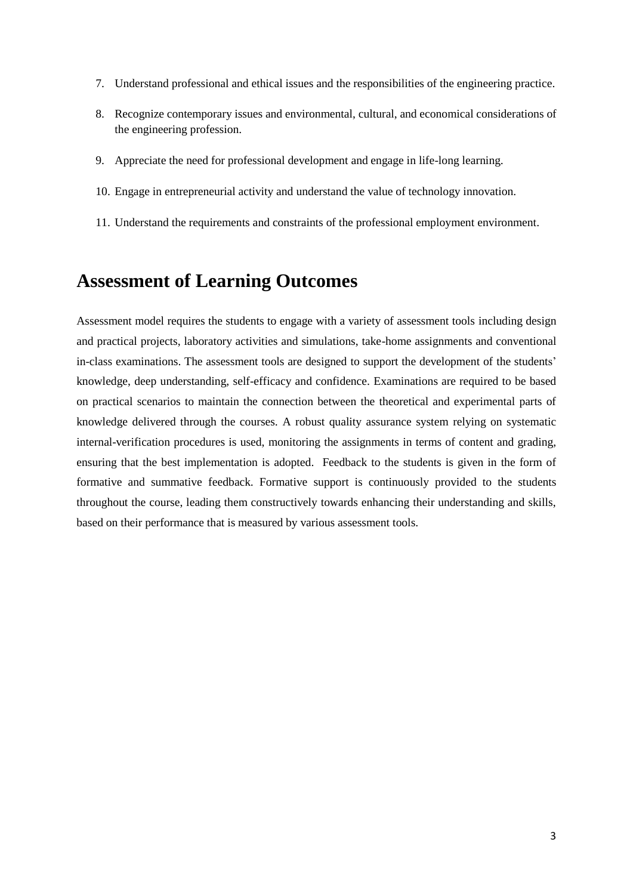7. Understand professional and ethical issues and the responsibilities of the engineering practice.
8. Recognize contemporary issues and environmental, cultural, and economical considerations of the engineering profession.
9. Appreciate the need for professional development and engage in life-long learning.
10. Engage in entrepreneurial activity and understand the value of technology innovation.
11. Understand the requirements and constraints of the professional employment environment.

## Assessment of Learning Outcomes

Assessment model requires the students to engage with a variety of assessment tools including design and practical projects, laboratory activities and simulations, take-home assignments and conventional in-class examinations. The assessment tools are designed to support the development of the students' knowledge, deep understanding, self-efficacy and confidence. Examinations are required to be based on practical scenarios to maintain the connection between the theoretical and experimental parts of knowledge delivered through the courses. A robust quality assurance system relying on systematic internal-verification procedures is used, monitoring the assignments in terms of content and grading, ensuring that the best implementation is adopted. Feedback to the students is given in the form of formative and summative feedback. Formative support is continuously provided to the students throughout the course, leading them constructively towards enhancing their understanding and skills, based on their performance that is measured by various assessment tools.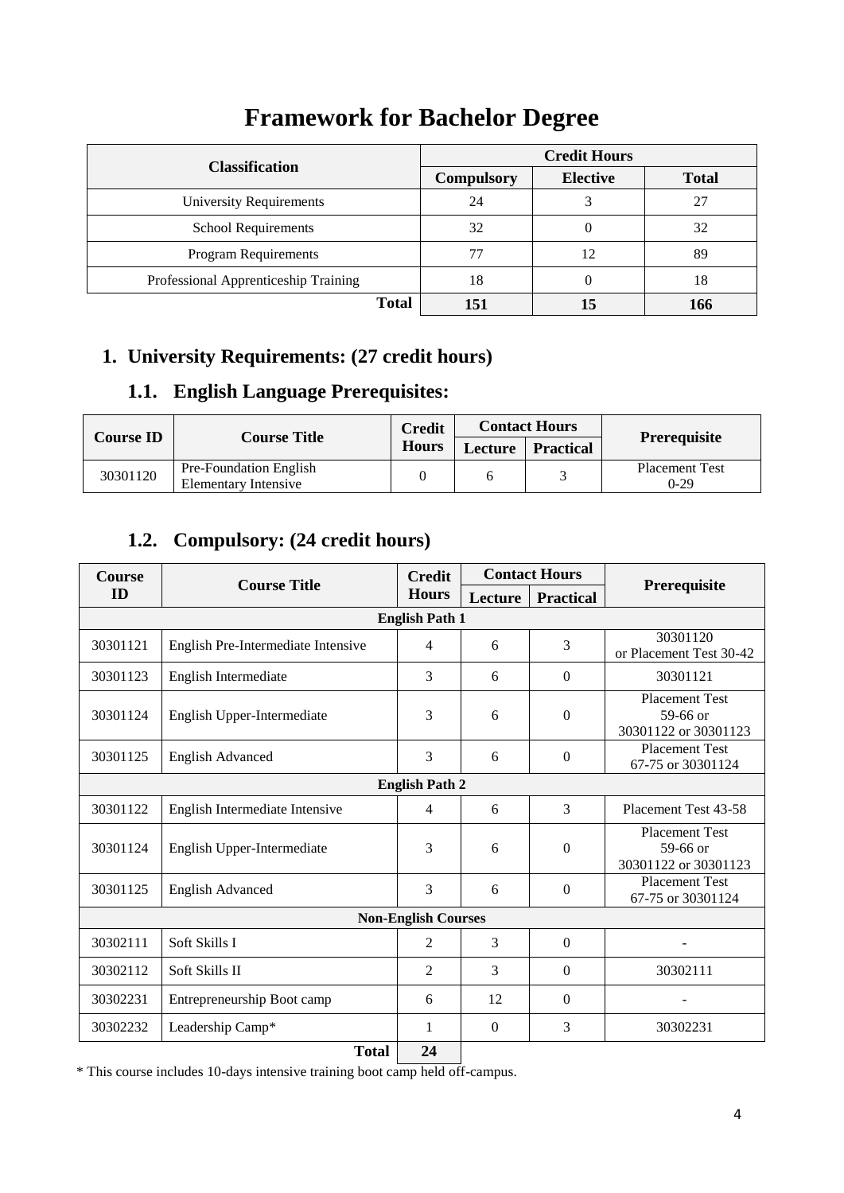# Framework for Bachelor Degree

| Classification | Credit Hours | | |
|---|---|---|---|
| | Compulsory | Elective | Total |
| University Requirements | 24 | 3 | 27 |
| School Requirements | 32 | 0 | 32 |
| Program Requirements | 77 | 12 | 89 |
| Professional Apprenticeship Training | 18 | 0 | 18 |
| **Total** | **151** | **15** | **166** |

## 1. University Requirements: (27 credit hours)

### 1.1. English Language Prerequisites:

| Course ID | Course Title | Credit Hours | Contact Hours | | Prerequisite |
|---|---|---|---|---|---|
| | | | Lecture | Practical | |
| 30301120 | Pre-Foundation English Elementary Intensive | 0 | 6 | 3 | Placement Test 0-29 |

### 1.2. Compulsory: (24 credit hours)

| Course ID | Course Title | Credit Hours | Contact Hours | | Prerequisite |
|---|---|---|---|---|---|
| | | | Lecture | Practical | |
| **English Path 1** | | | | | |
| 30301121 | English Pre-Intermediate Intensive | 4 | 6 | 3 | 30301120 or Placement Test 30-42 |
| 30301123 | English Intermediate | 3 | 6 | 0 | 30301121 |
| 30301124 | English Upper-Intermediate | 3 | 6 | 0 | Placement Test 59-66 or 30301122 or 30301123 |
| 30301125 | English Advanced | 3 | 6 | 0 | Placement Test 67-75 or 30301124 |
| **English Path 2** | | | | | |
| 30301122 | English Intermediate Intensive | 4 | 6 | 3 | Placement Test 43-58 |
| 30301124 | English Upper-Intermediate | 3 | 6 | 0 | Placement Test 59-66 or 30301122 or 30301123 |
| 30301125 | English Advanced | 3 | 6 | 0 | Placement Test 67-75 or 30301124 |
| **Non-English Courses** | | | | | |
| 30302111 | Soft Skills I | 2 | 3 | 0 | - |
| 30302112 | Soft Skills II | 2 | 3 | 0 | 30302111 |
| 30302231 | Entrepreneurship Boot camp | 6 | 12 | 0 | - |
| 30302232 | Leadership Camp* | 1 | 0 | 3 | 30302231 |
| | **Total** | **24** | | | |

* This course includes 10-days intensive training boot camp held off-campus.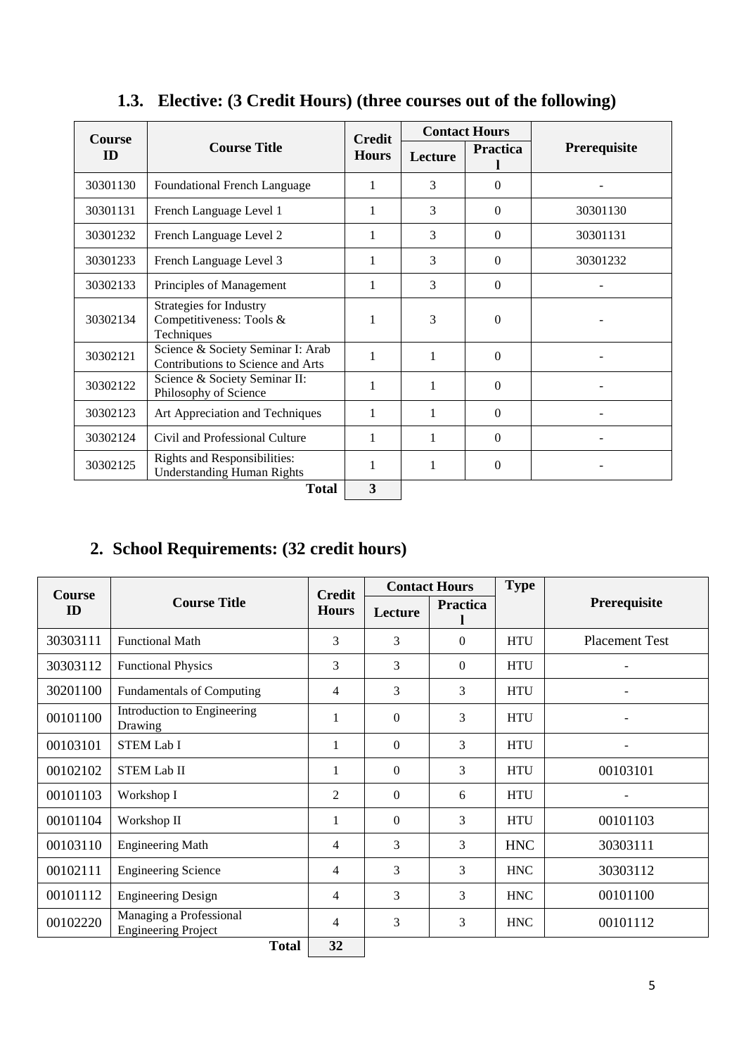### 1.3. Elective: (3 Credit Hours) (three courses out of the following)

| Course ID | Course Title | Credit Hours | Contact Hours | | Prerequisite |
|---|---|---|---|---|---|
| | | | Lecture | Practical | |
| 30301130 | Foundational French Language | 1 | 3 | 0 | - |
| 30301131 | French Language Level 1 | 1 | 3 | 0 | 30301130 |
| 30301232 | French Language Level 2 | 1 | 3 | 0 | 30301131 |
| 30301233 | French Language Level 3 | 1 | 3 | 0 | 30301232 |
| 30302133 | Principles of Management | 1 | 3 | 0 | - |
| 30302134 | Strategies for Industry Competitiveness: Tools & Techniques | 1 | 3 | 0 | - |
| 30302121 | Science & Society Seminar I: Arab Contributions to Science and Arts | 1 | 1 | 0 | - |
| 30302122 | Science & Society Seminar II: Philosophy of Science | 1 | 1 | 0 | - |
| 30302123 | Art Appreciation and Techniques | 1 | 1 | 0 | - |
| 30302124 | Civil and Professional Culture | 1 | 1 | 0 | - |
| 30302125 | Rights and Responsibilities: Understanding Human Rights | 1 | 1 | 0 | - |
| | **Total** | **3** | | | |

## 2. School Requirements: (32 credit hours)

| Course ID | Course Title | Credit Hours | Contact Hours | | Type | Prerequisite |
|---|---|---|---|---|---|---|
| | | | Lecture | Practical | | |
| 30303111 | Functional Math | 3 | 3 | 0 | HTU | Placement Test |
| 30303112 | Functional Physics | 3 | 3 | 0 | HTU | - |
| 30201100 | Fundamentals of Computing | 4 | 3 | 3 | HTU | - |
| 00101100 | Introduction to Engineering Drawing | 1 | 0 | 3 | HTU | - |
| 00103101 | STEM Lab I | 1 | 0 | 3 | HTU | - |
| 00102102 | STEM Lab II | 1 | 0 | 3 | HTU | 00103101 |
| 00101103 | Workshop I | 2 | 0 | 6 | HTU | - |
| 00101104 | Workshop II | 1 | 0 | 3 | HTU | 00101103 |
| 00103110 | Engineering Math | 4 | 3 | 3 | HNC | 30303111 |
| 00102111 | Engineering Science | 4 | 3 | 3 | HNC | 30303112 |
| 00101112 | Engineering Design | 4 | 3 | 3 | HNC | 00101100 |
| 00102220 | Managing a Professional Engineering Project | 4 | 3 | 3 | HNC | 00101112 |
| | **Total** | **32** | | | | |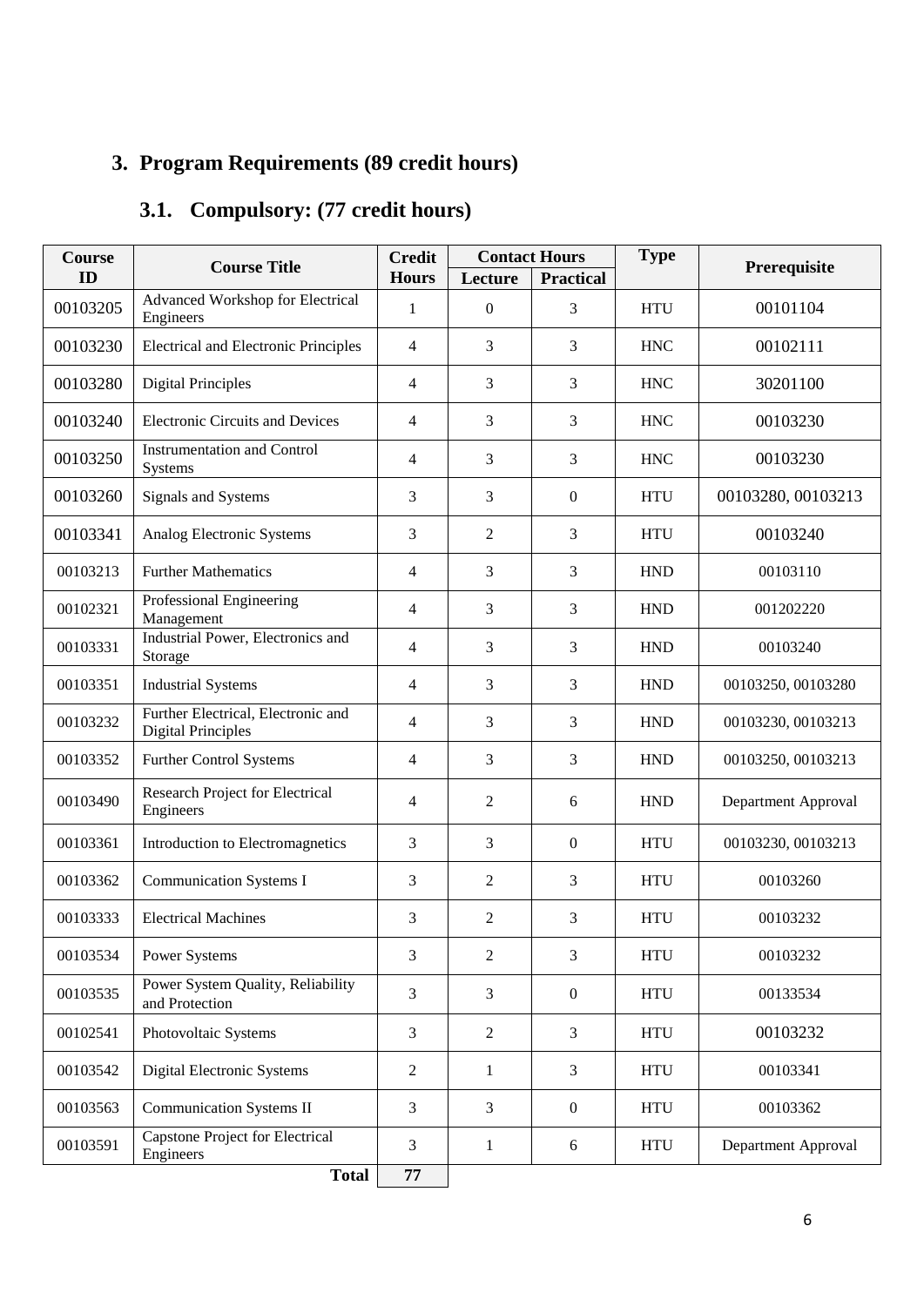## 3. Program Requirements (89 credit hours)

### 3.1. Compulsory: (77 credit hours)

| Course ID | Course Title | Credit Hours | Contact Hours | | Type | Prerequisite |
|---|---|---|---|---|---|---|
| | | | Lecture | Practical | | |
| 00103205 | Advanced Workshop for Electrical Engineers | 1 | 0 | 3 | HTU | 00101104 |
| 00103230 | Electrical and Electronic Principles | 4 | 3 | 3 | HNC | 00102111 |
| 00103280 | Digital Principles | 4 | 3 | 3 | HNC | 30201100 |
| 00103240 | Electronic Circuits and Devices | 4 | 3 | 3 | HNC | 00103230 |
| 00103250 | Instrumentation and Control Systems | 4 | 3 | 3 | HNC | 00103230 |
| 00103260 | Signals and Systems | 3 | 3 | 0 | HTU | 00103280, 00103213 |
| 00103341 | Analog Electronic Systems | 3 | 2 | 3 | HTU | 00103240 |
| 00103213 | Further Mathematics | 4 | 3 | 3 | HND | 00103110 |
| 00102321 | Professional Engineering Management | 4 | 3 | 3 | HND | 001202220 |
| 00103331 | Industrial Power, Electronics and Storage | 4 | 3 | 3 | HND | 00103240 |
| 00103351 | Industrial Systems | 4 | 3 | 3 | HND | 00103250, 00103280 |
| 00103232 | Further Electrical, Electronic and Digital Principles | 4 | 3 | 3 | HND | 00103230, 00103213 |
| 00103352 | Further Control Systems | 4 | 3 | 3 | HND | 00103250, 00103213 |
| 00103490 | Research Project for Electrical Engineers | 4 | 2 | 6 | HND | Department Approval |
| 00103361 | Introduction to Electromagnetics | 3 | 3 | 0 | HTU | 00103230, 00103213 |
| 00103362 | Communication Systems I | 3 | 2 | 3 | HTU | 00103260 |
| 00103333 | Electrical Machines | 3 | 2 | 3 | HTU | 00103232 |
| 00103534 | Power Systems | 3 | 2 | 3 | HTU | 00103232 |
| 00103535 | Power System Quality, Reliability and Protection | 3 | 3 | 0 | HTU | 00133534 |
| 00102541 | Photovoltaic Systems | 3 | 2 | 3 | HTU | 00103232 |
| 00103542 | Digital Electronic Systems | 2 | 1 | 3 | HTU | 00103341 |
| 00103563 | Communication Systems II | 3 | 3 | 0 | HTU | 00103362 |
| 00103591 | Capstone Project for Electrical Engineers | 3 | 1 | 6 | HTU | Department Approval |
| | **Total** | **77** | | | | |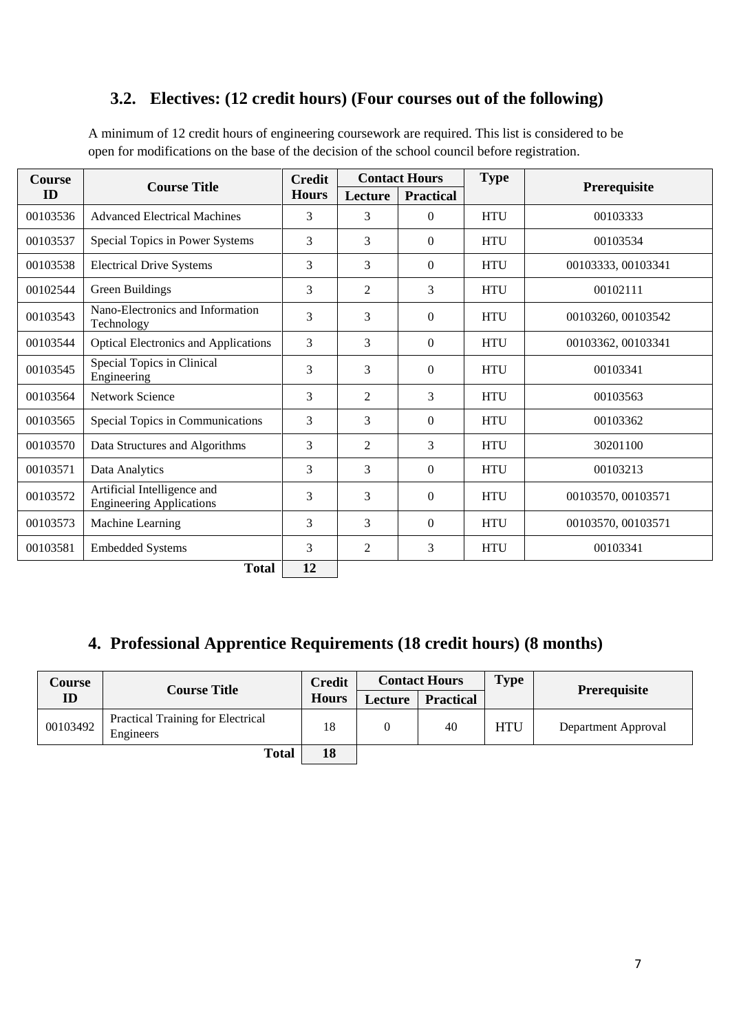## 3.2. Electives: (12 credit hours) (Four courses out of the following)

A minimum of 12 credit hours of engineering coursework are required. This list is considered to be open for modifications on the base of the decision of the school council before registration.

| Course ID | Course Title | Credit Hours | Contact Hours | | Type | Prerequisite |
|---|---|---|---|---|---|---|
| | | | Lecture | Practical | | |
| 00103536 | Advanced Electrical Machines | 3 | 3 | 0 | HTU | 00103333 |
| 00103537 | Special Topics in Power Systems | 3 | 3 | 0 | HTU | 00103534 |
| 00103538 | Electrical Drive Systems | 3 | 3 | 0 | HTU | 00103333, 00103341 |
| 00102544 | Green Buildings | 3 | 2 | 3 | HTU | 00102111 |
| 00103543 | Nano-Electronics and Information Technology | 3 | 3 | 0 | HTU | 00103260, 00103542 |
| 00103544 | Optical Electronics and Applications | 3 | 3 | 0 | HTU | 00103362, 00103341 |
| 00103545 | Special Topics in Clinical Engineering | 3 | 3 | 0 | HTU | 00103341 |
| 00103564 | Network Science | 3 | 2 | 3 | HTU | 00103563 |
| 00103565 | Special Topics in Communications | 3 | 3 | 0 | HTU | 00103362 |
| 00103570 | Data Structures and Algorithms | 3 | 2 | 3 | HTU | 30201100 |
| 00103571 | Data Analytics | 3 | 3 | 0 | HTU | 00103213 |
| 00103572 | Artificial Intelligence and Engineering Applications | 3 | 3 | 0 | HTU | 00103570, 00103571 |
| 00103573 | Machine Learning | 3 | 3 | 0 | HTU | 00103570, 00103571 |
| 00103581 | Embedded Systems | 3 | 2 | 3 | HTU | 00103341 |
| | **Total** | **12** | | | | |

## 4. Professional Apprentice Requirements (18 credit hours) (8 months)

| Course ID | Course Title | Credit Hours | Contact Hours | | Type | Prerequisite |
|---|---|---|---|---|---|---|
| | | | Lecture | Practical | | |
| 00103492 | Practical Training for Electrical Engineers | 18 | 0 | 40 | HTU | Department Approval |
| | **Total** | **18** | | | | |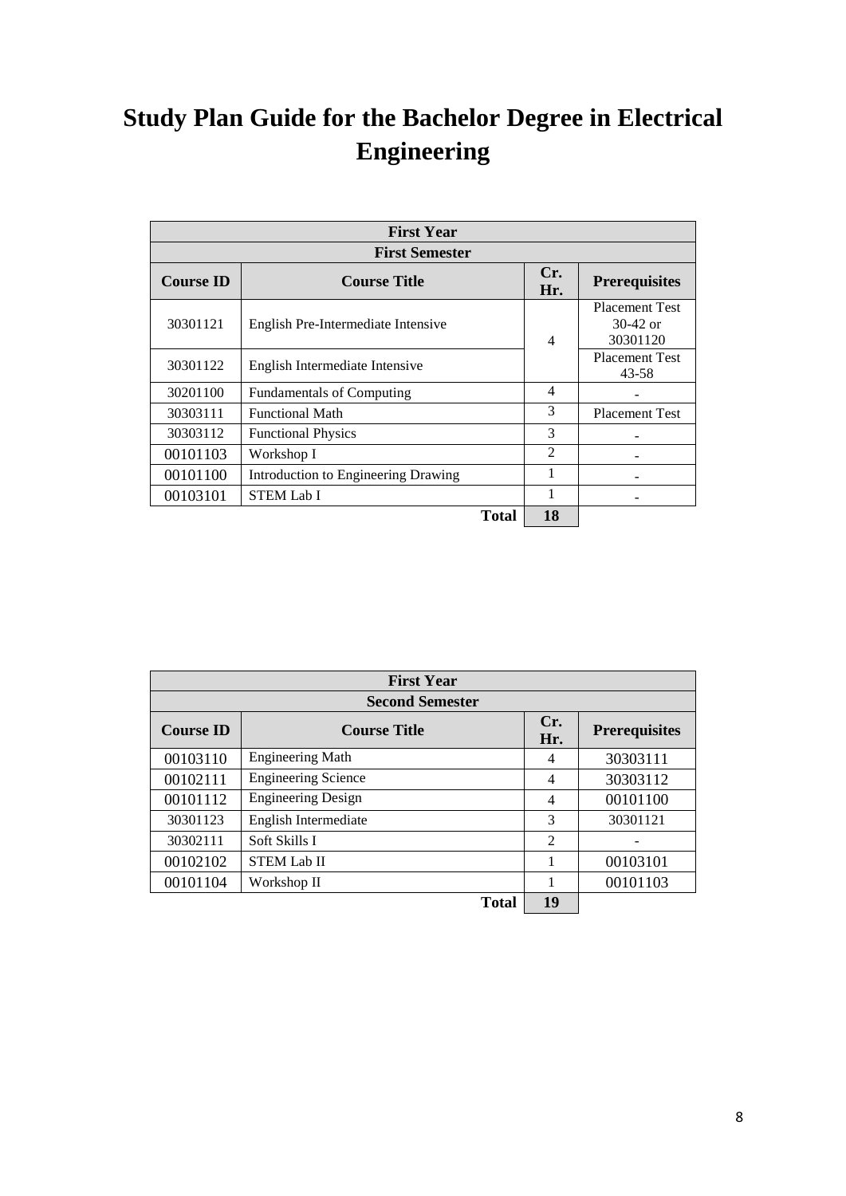# Study Plan Guide for the Bachelor Degree in Electrical Engineering

| First Year | | | |
|---|---|---|---|
| **First Semester** | | | |
| **Course ID** | **Course Title** | **Cr. Hr.** | **Prerequisites** |
| 30301121 | English Pre-Intermediate Intensive | 4 | Placement Test 30-42 or 30301120 |
| 30301122 | English Intermediate Intensive | | Placement Test 43-58 |
| 30201100 | Fundamentals of Computing | 4 | - |
| 30303111 | Functional Math | 3 | Placement Test |
| 30303112 | Functional Physics | 3 | - |
| 00101103 | Workshop I | 2 | - |
| 00101100 | Introduction to Engineering Drawing | 1 | - |
| 00103101 | STEM Lab I | 1 | - |
| | **Total** | **18** | |

| First Year | | | |
|---|---|---|---|
| **Second Semester** | | | |
| **Course ID** | **Course Title** | **Cr. Hr.** | **Prerequisites** |
| 00103110 | Engineering Math | 4 | 30303111 |
| 00102111 | Engineering Science | 4 | 30303112 |
| 00101112 | Engineering Design | 4 | 00101100 |
| 30301123 | English Intermediate | 3 | 30301121 |
| 30302111 | Soft Skills I | 2 | - |
| 00102102 | STEM Lab II | 1 | 00103101 |
| 00101104 | Workshop II | 1 | 00101103 |
| | **Total** | **19** | |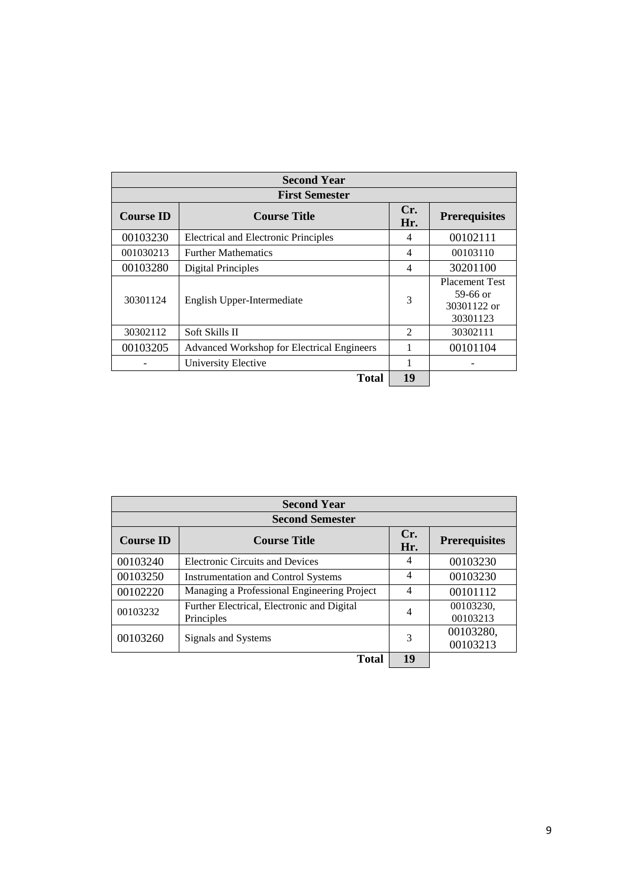| Second Year | | | |
|---|---|---|---|
| **First Semester** | | | |
| **Course ID** | **Course Title** | **Cr. Hr.** | **Prerequisites** |
| 00103230 | Electrical and Electronic Principles | 4 | 00102111 |
| 001030213 | Further Mathematics | 4 | 00103110 |
| 00103280 | Digital Principles | 4 | 30201100 |
| 30301124 | English Upper-Intermediate | 3 | Placement Test 59-66 or 30301122 or 30301123 |
| 30302112 | Soft Skills II | 2 | 30302111 |
| 00103205 | Advanced Workshop for Electrical Engineers | 1 | 00101104 |
| - | University Elective | 1 | - |
| | **Total** | **19** | |

| Second Year | | | |
|---|---|---|---|
| **Second Semester** | | | |
| **Course ID** | **Course Title** | **Cr. Hr.** | **Prerequisites** |
| 00103240 | Electronic Circuits and Devices | 4 | 00103230 |
| 00103250 | Instrumentation and Control Systems | 4 | 00103230 |
| 00102220 | Managing a Professional Engineering Project | 4 | 00101112 |
| 00103232 | Further Electrical, Electronic and Digital Principles | 4 | 00103230, 00103213 |
| 00103260 | Signals and Systems | 3 | 00103280, 00103213 |
| | **Total** | **19** | |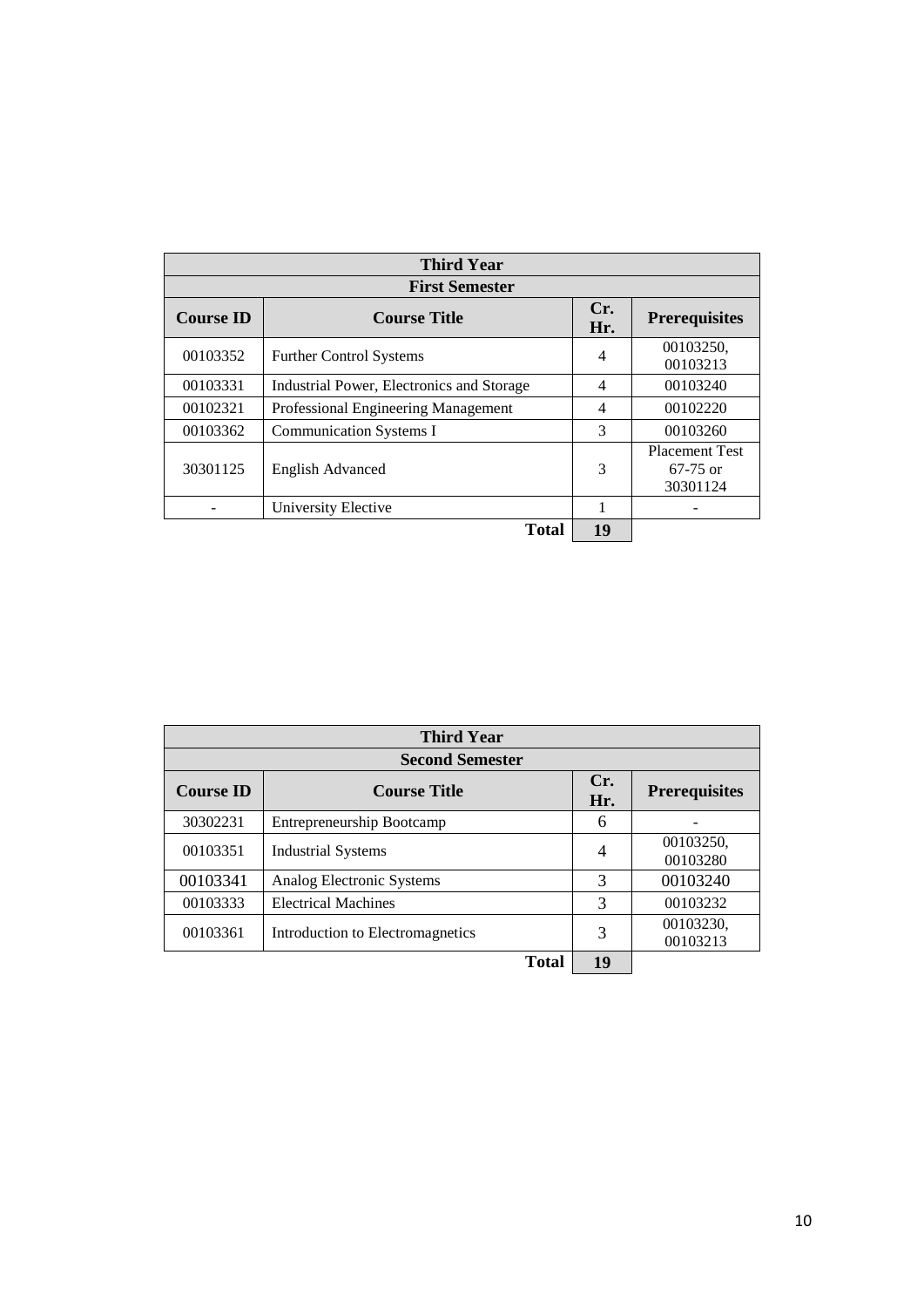| Third Year | | | |
|---|---|---|---|
| **First Semester** | | | |
| **Course ID** | **Course Title** | **Cr. Hr.** | **Prerequisites** |
| 00103352 | Further Control Systems | 4 | 00103250, 00103213 |
| 00103331 | Industrial Power, Electronics and Storage | 4 | 00103240 |
| 00102321 | Professional Engineering Management | 4 | 00102220 |
| 00103362 | Communication Systems I | 3 | 00103260 |
| 30301125 | English Advanced | 3 | Placement Test 67-75 or 30301124 |
| - | University Elective | 1 | - |
| | **Total** | **19** | |

| Third Year | | | |
|---|---|---|---|
| **Second Semester** | | | |
| **Course ID** | **Course Title** | **Cr. Hr.** | **Prerequisites** |
| 30302231 | Entrepreneurship Bootcamp | 6 | - |
| 00103351 | Industrial Systems | 4 | 00103250, 00103280 |
| 00103341 | Analog Electronic Systems | 3 | 00103240 |
| 00103333 | Electrical Machines | 3 | 00103232 |
| 00103361 | Introduction to Electromagnetics | 3 | 00103230, 00103213 |
| | **Total** | **19** | |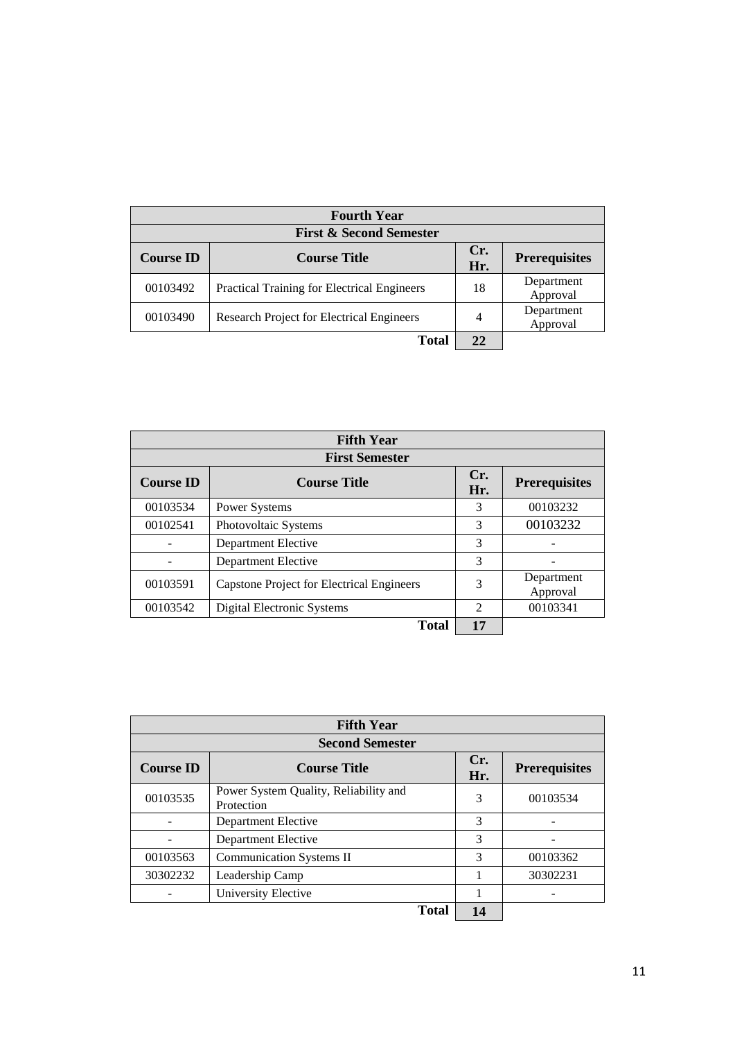| Fourth Year | | | |
|---|---|---|---|
| **First & Second Semester** | | | |
| **Course ID** | **Course Title** | **Cr. Hr.** | **Prerequisites** |
| 00103492 | Practical Training for Electrical Engineers | 18 | Department Approval |
| 00103490 | Research Project for Electrical Engineers | 4 | Department Approval |
| | **Total** | **22** | |

| Fifth Year | | | |
|---|---|---|---|
| **First Semester** | | | |
| **Course ID** | **Course Title** | **Cr. Hr.** | **Prerequisites** |
| 00103534 | Power Systems | 3 | 00103232 |
| 00102541 | Photovoltaic Systems | 3 | 00103232 |
| - | Department Elective | 3 | - |
| - | Department Elective | 3 | - |
| 00103591 | Capstone Project for Electrical Engineers | 3 | Department Approval |
| 00103542 | Digital Electronic Systems | 2 | 00103341 |
| | **Total** | **17** | |

| Fifth Year | | | |
|---|---|---|---|
| **Second Semester** | | | |
| **Course ID** | **Course Title** | **Cr. Hr.** | **Prerequisites** |
| 00103535 | Power System Quality, Reliability and Protection | 3 | 00103534 |
| - | Department Elective | 3 | - |
| - | Department Elective | 3 | - |
| 00103563 | Communication Systems II | 3 | 00103362 |
| 30302232 | Leadership Camp | 1 | 30302231 |
| - | University Elective | 1 | - |
| | **Total** | **14** | |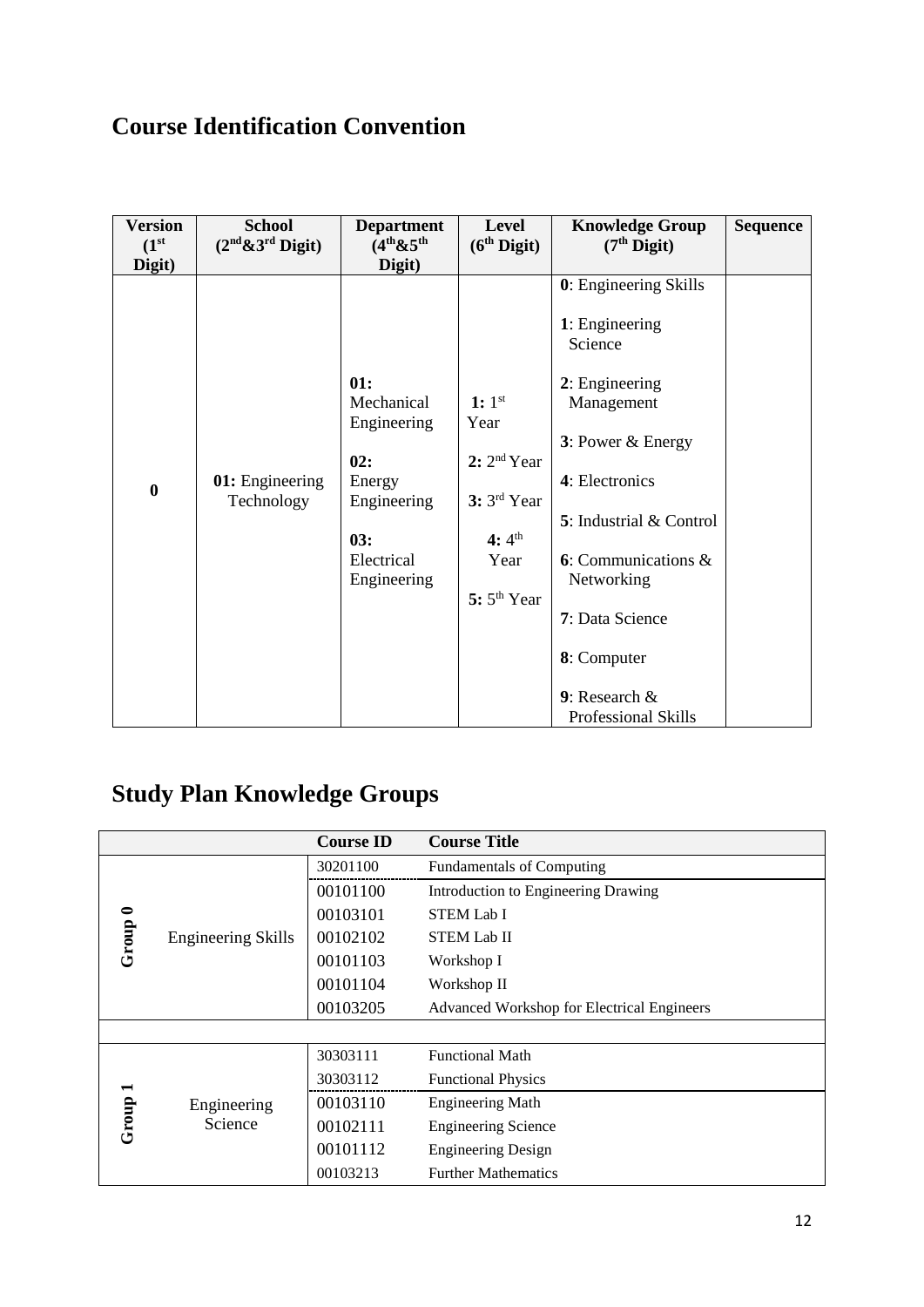# Course Identification Convention

| Version (1st Digit) | School (2nd&3rd Digit) | Department (4th&5th Digit) | Level (6th Digit) | Knowledge Group (7th Digit) | Sequence |
|---|---|---|---|---|---|
| 0 | **01:** Engineering Technology | **01:** Mechanical Engineering<br>**02:** Energy Engineering<br>**03:** Electrical Engineering | **1:** 1st Year<br>**2:** 2nd Year<br>**3:** 3rd Year<br>**4:** 4th Year<br>**5:** 5th Year | **0**: Engineering Skills<br>**1**: Engineering Science<br>**2**: Engineering Management<br>**3**: Power & Energy<br>**4**: Electronics<br>**5**: Industrial & Control<br>**6**: Communications & Networking<br>**7**: Data Science<br>**8**: Computer<br>**9**: Research & Professional Skills | |

# Study Plan Knowledge Groups

| | | Course ID | Course Title |
|---|---|---|---|
| Group 0 | Engineering Skills | 30201100 | Fundamentals of Computing |
| | | 00101100 | Introduction to Engineering Drawing |
| | | 00103101 | STEM Lab I |
| | | 00102102 | STEM Lab II |
| | | 00101103 | Workshop I |
| | | 00101104 | Workshop II |
| | | 00103205 | Advanced Workshop for Electrical Engineers |
| | | | |
| Group 1 | Engineering Science | 30303111 | Functional Math |
| | | 30303112 | Functional Physics |
| | | 00103110 | Engineering Math |
| | | 00102111 | Engineering Science |
| | | 00101112 | Engineering Design |
| | | 00103213 | Further Mathematics |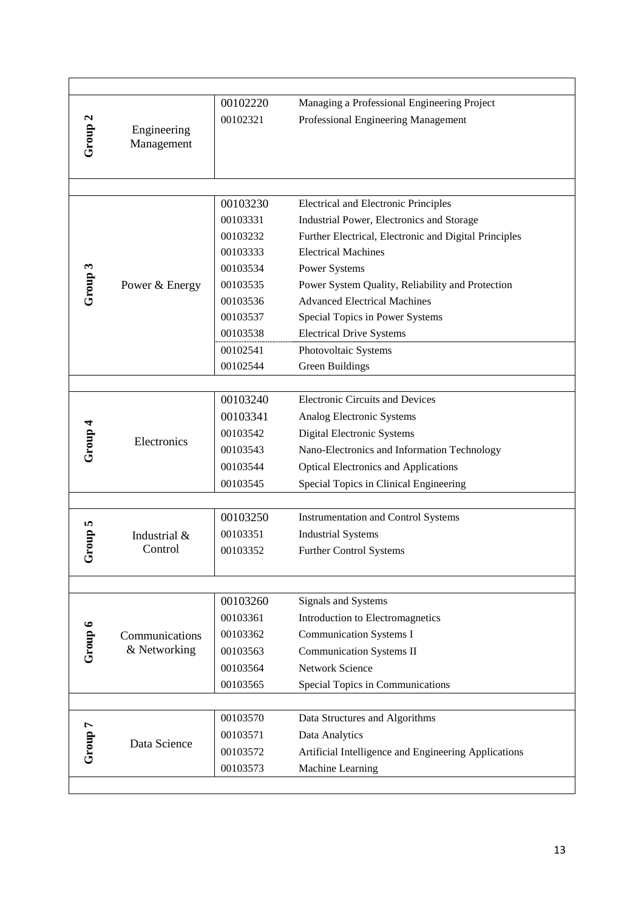| Group | Area | Code | Module |
|---|---|---|---|
| Group 2 | Engineering Management | 00102220 | Managing a Professional Engineering Project |
| | | 00102321 | Professional Engineering Management |
| Group 3 | Power & Energy | 00103230 | Electrical and Electronic Principles |
| | | 00103331 | Industrial Power, Electronics and Storage |
| | | 00103232 | Further Electrical, Electronic and Digital Principles |
| | | 00103333 | Electrical Machines |
| | | 00103534 | Power Systems |
| | | 00103535 | Power System Quality, Reliability and Protection |
| | | 00103536 | Advanced Electrical Machines |
| | | 00103537 | Special Topics in Power Systems |
| | | 00103538 | Electrical Drive Systems |
| | | 00102541 | Photovoltaic Systems |
| | | 00102544 | Green Buildings |
| Group 4 | Electronics | 00103240 | Electronic Circuits and Devices |
| | | 00103341 | Analog Electronic Systems |
| | | 00103542 | Digital Electronic Systems |
| | | 00103543 | Nano-Electronics and Information Technology |
| | | 00103544 | Optical Electronics and Applications |
| | | 00103545 | Special Topics in Clinical Engineering |
| Group 5 | Industrial & Control | 00103250 | Instrumentation and Control Systems |
| | | 00103351 | Industrial Systems |
| | | 00103352 | Further Control Systems |
| Group 6 | Communications & Networking | 00103260 | Signals and Systems |
| | | 00103361 | Introduction to Electromagnetics |
| | | 00103362 | Communication Systems I |
| | | 00103563 | Communication Systems II |
| | | 00103564 | Network Science |
| | | 00103565 | Special Topics in Communications |
| Group 7 | Data Science | 00103570 | Data Structures and Algorithms |
| | | 00103571 | Data Analytics |
| | | 00103572 | Artificial Intelligence and Engineering Applications |
| | | 00103573 | Machine Learning |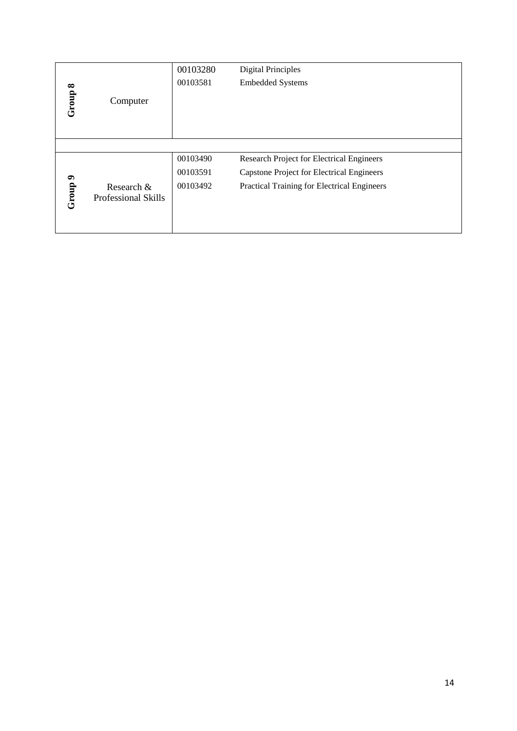| Group | Area | Code | Course |
|---|---|---|---|
| Group 8 | Computer | 00103280 | Digital Principles |
| | | 00103581 | Embedded Systems |
| | | | |
| Group 9 | Research & Professional Skills | 00103490 | Research Project for Electrical Engineers |
| | | 00103591 | Capstone Project for Electrical Engineers |
| | | 00103492 | Practical Training for Electrical Engineers |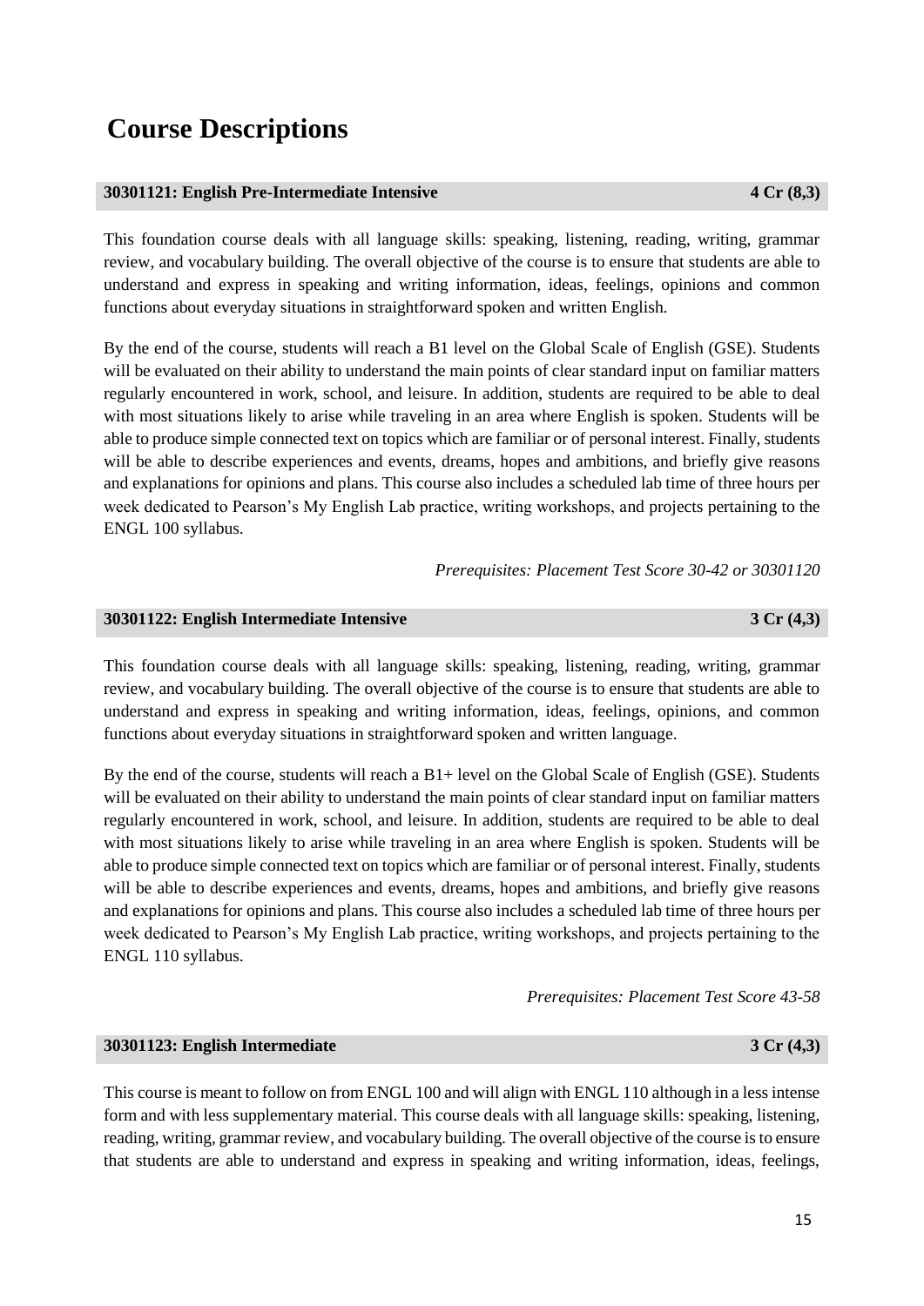# Course Descriptions

### 30301121: English Pre-Intermediate Intensive — 4 Cr (8,3)

This foundation course deals with all language skills: speaking, listening, reading, writing, grammar review, and vocabulary building. The overall objective of the course is to ensure that students are able to understand and express in speaking and writing information, ideas, feelings, opinions and common functions about everyday situations in straightforward spoken and written English.

By the end of the course, students will reach a B1 level on the Global Scale of English (GSE). Students will be evaluated on their ability to understand the main points of clear standard input on familiar matters regularly encountered in work, school, and leisure. In addition, students are required to be able to deal with most situations likely to arise while traveling in an area where English is spoken. Students will be able to produce simple connected text on topics which are familiar or of personal interest. Finally, students will be able to describe experiences and events, dreams, hopes and ambitions, and briefly give reasons and explanations for opinions and plans. This course also includes a scheduled lab time of three hours per week dedicated to Pearson's My English Lab practice, writing workshops, and projects pertaining to the ENGL 100 syllabus.

*Prerequisites: Placement Test Score 30-42 or 30301120*

### 30301122: English Intermediate Intensive — 3 Cr (4,3)

This foundation course deals with all language skills: speaking, listening, reading, writing, grammar review, and vocabulary building. The overall objective of the course is to ensure that students are able to understand and express in speaking and writing information, ideas, feelings, opinions, and common functions about everyday situations in straightforward spoken and written language.

By the end of the course, students will reach a B1+ level on the Global Scale of English (GSE). Students will be evaluated on their ability to understand the main points of clear standard input on familiar matters regularly encountered in work, school, and leisure. In addition, students are required to be able to deal with most situations likely to arise while traveling in an area where English is spoken. Students will be able to produce simple connected text on topics which are familiar or of personal interest. Finally, students will be able to describe experiences and events, dreams, hopes and ambitions, and briefly give reasons and explanations for opinions and plans. This course also includes a scheduled lab time of three hours per week dedicated to Pearson's My English Lab practice, writing workshops, and projects pertaining to the ENGL 110 syllabus.

*Prerequisites: Placement Test Score 43-58*

### 30301123: English Intermediate — 3 Cr (4,3)

This course is meant to follow on from ENGL 100 and will align with ENGL 110 although in a less intense form and with less supplementary material. This course deals with all language skills: speaking, listening, reading, writing, grammar review, and vocabulary building. The overall objective of the course is to ensure that students are able to understand and express in speaking and writing information, ideas, feelings,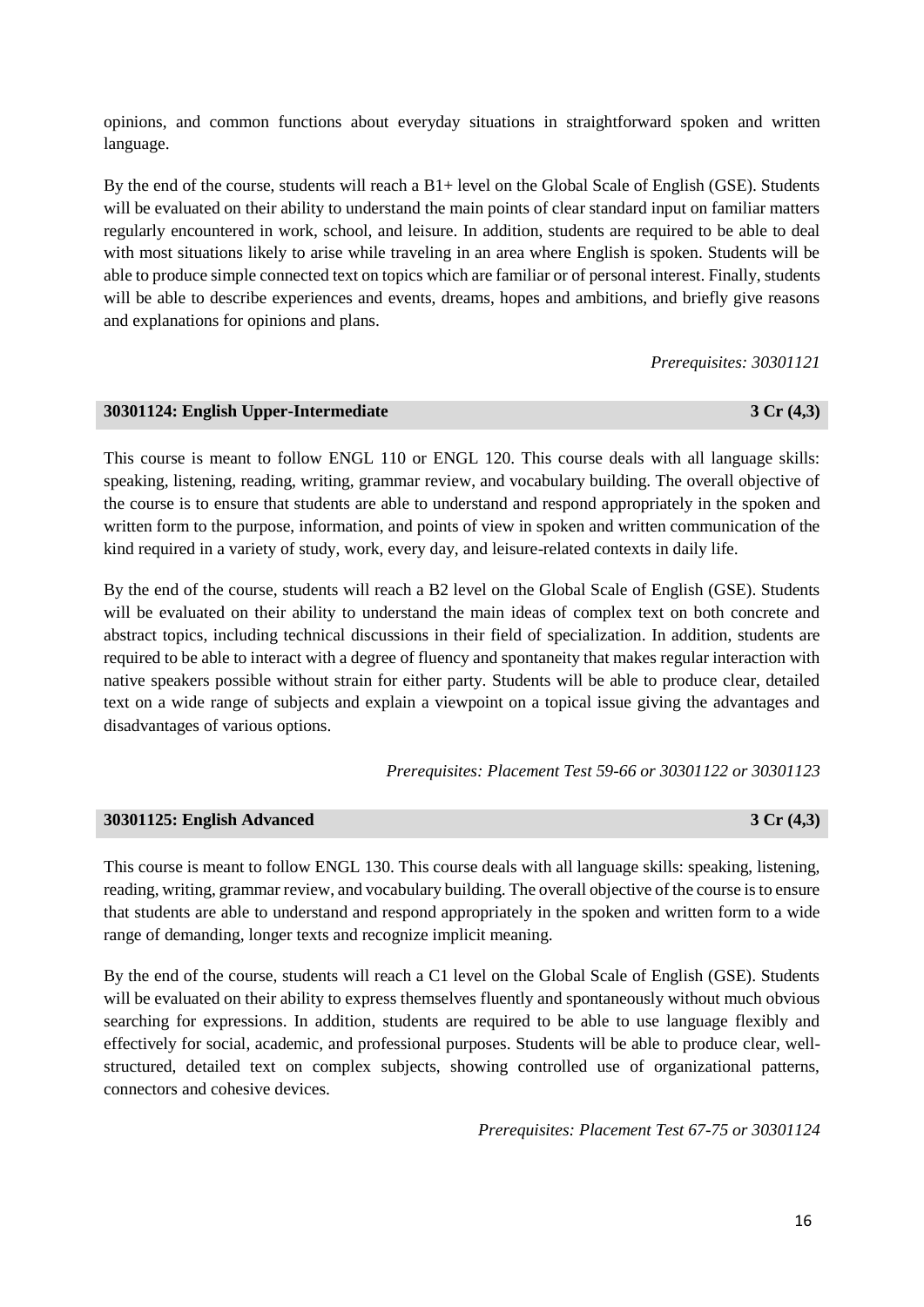opinions, and common functions about everyday situations in straightforward spoken and written language.

By the end of the course, students will reach a B1+ level on the Global Scale of English (GSE). Students will be evaluated on their ability to understand the main points of clear standard input on familiar matters regularly encountered in work, school, and leisure. In addition, students are required to be able to deal with most situations likely to arise while traveling in an area where English is spoken. Students will be able to produce simple connected text on topics which are familiar or of personal interest. Finally, students will be able to describe experiences and events, dreams, hopes and ambitions, and briefly give reasons and explanations for opinions and plans.

*Prerequisites: 30301121*

### 30301124: English Upper-Intermediate — 3 Cr (4,3)

This course is meant to follow ENGL 110 or ENGL 120. This course deals with all language skills: speaking, listening, reading, writing, grammar review, and vocabulary building. The overall objective of the course is to ensure that students are able to understand and respond appropriately in the spoken and written form to the purpose, information, and points of view in spoken and written communication of the kind required in a variety of study, work, every day, and leisure-related contexts in daily life.

By the end of the course, students will reach a B2 level on the Global Scale of English (GSE). Students will be evaluated on their ability to understand the main ideas of complex text on both concrete and abstract topics, including technical discussions in their field of specialization. In addition, students are required to be able to interact with a degree of fluency and spontaneity that makes regular interaction with native speakers possible without strain for either party. Students will be able to produce clear, detailed text on a wide range of subjects and explain a viewpoint on a topical issue giving the advantages and disadvantages of various options.

*Prerequisites: Placement Test 59-66 or 30301122 or 30301123*

### 30301125: English Advanced — 3 Cr (4,3)

This course is meant to follow ENGL 130. This course deals with all language skills: speaking, listening, reading, writing, grammar review, and vocabulary building. The overall objective of the course is to ensure that students are able to understand and respond appropriately in the spoken and written form to a wide range of demanding, longer texts and recognize implicit meaning.

By the end of the course, students will reach a C1 level on the Global Scale of English (GSE). Students will be evaluated on their ability to express themselves fluently and spontaneously without much obvious searching for expressions. In addition, students are required to be able to use language flexibly and effectively for social, academic, and professional purposes. Students will be able to produce clear, well-structured, detailed text on complex subjects, showing controlled use of organizational patterns, connectors and cohesive devices.

*Prerequisites: Placement Test 67-75 or 30301124*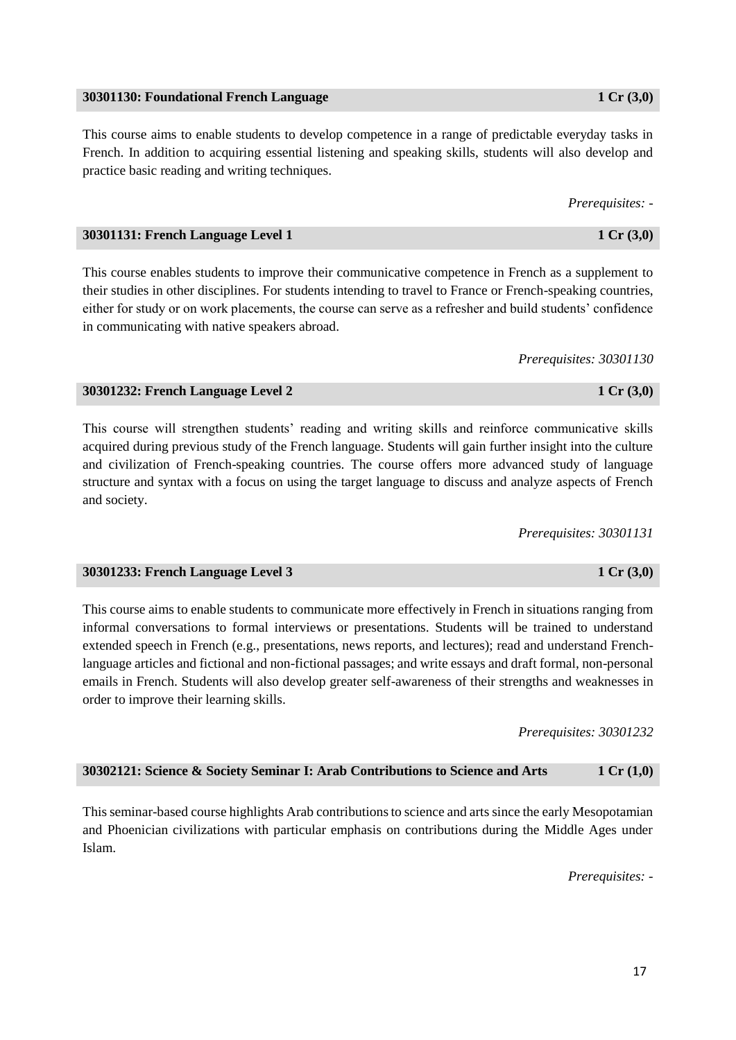### 30301130: Foundational French Language — 1 Cr (3,0)

This course aims to enable students to develop competence in a range of predictable everyday tasks in French. In addition to acquiring essential listening and speaking skills, students will also develop and practice basic reading and writing techniques.

*Prerequisites: -*

### 30301131: French Language Level 1 — 1 Cr (3,0)

This course enables students to improve their communicative competence in French as a supplement to their studies in other disciplines. For students intending to travel to France or French-speaking countries, either for study or on work placements, the course can serve as a refresher and build students' confidence in communicating with native speakers abroad.

*Prerequisites: 30301130*

### 30301232: French Language Level 2 — 1 Cr (3,0)

This course will strengthen students' reading and writing skills and reinforce communicative skills acquired during previous study of the French language. Students will gain further insight into the culture and civilization of French-speaking countries. The course offers more advanced study of language structure and syntax with a focus on using the target language to discuss and analyze aspects of French and society.

*Prerequisites: 30301131*

### 30301233: French Language Level 3 — 1 Cr (3,0)

This course aims to enable students to communicate more effectively in French in situations ranging from informal conversations to formal interviews or presentations. Students will be trained to understand extended speech in French (e.g., presentations, news reports, and lectures); read and understand French-language articles and fictional and non-fictional passages; and write essays and draft formal, non-personal emails in French. Students will also develop greater self-awareness of their strengths and weaknesses in order to improve their learning skills.

*Prerequisites: 30301232*

### 30302121: Science & Society Seminar I: Arab Contributions to Science and Arts — 1 Cr (1,0)

This seminar-based course highlights Arab contributions to science and arts since the early Mesopotamian and Phoenician civilizations with particular emphasis on contributions during the Middle Ages under Islam.

*Prerequisites: -*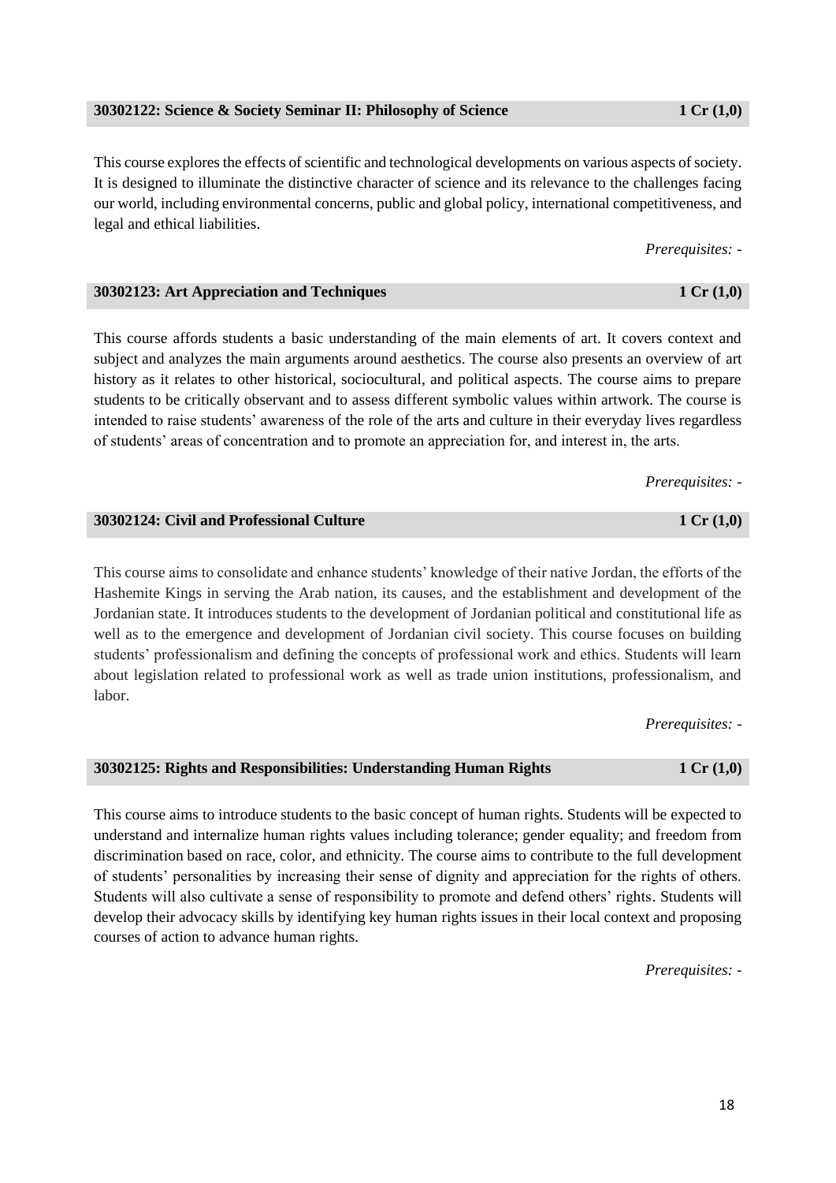### 30302122: Science & Society Seminar II: Philosophy of Science 1 Cr (1,0)

This course explores the effects of scientific and technological developments on various aspects of society. It is designed to illuminate the distinctive character of science and its relevance to the challenges facing our world, including environmental concerns, public and global policy, international competitiveness, and legal and ethical liabilities.

*Prerequisites: -*

### 30302123: Art Appreciation and Techniques 1 Cr (1,0)

This course affords students a basic understanding of the main elements of art. It covers context and subject and analyzes the main arguments around aesthetics. The course also presents an overview of art history as it relates to other historical, sociocultural, and political aspects. The course aims to prepare students to be critically observant and to assess different symbolic values within artwork. The course is intended to raise students' awareness of the role of the arts and culture in their everyday lives regardless of students' areas of concentration and to promote an appreciation for, and interest in, the arts.

*Prerequisites: -*

### 30302124: Civil and Professional Culture 1 Cr (1,0)

This course aims to consolidate and enhance students' knowledge of their native Jordan, the efforts of the Hashemite Kings in serving the Arab nation, its causes, and the establishment and development of the Jordanian state. It introduces students to the development of Jordanian political and constitutional life as well as to the emergence and development of Jordanian civil society. This course focuses on building students' professionalism and defining the concepts of professional work and ethics. Students will learn about legislation related to professional work as well as trade union institutions, professionalism, and labor.

*Prerequisites: -*

### 30302125: Rights and Responsibilities: Understanding Human Rights 1 Cr (1,0)

This course aims to introduce students to the basic concept of human rights. Students will be expected to understand and internalize human rights values including tolerance; gender equality; and freedom from discrimination based on race, color, and ethnicity. The course aims to contribute to the full development of students' personalities by increasing their sense of dignity and appreciation for the rights of others. Students will also cultivate a sense of responsibility to promote and defend others' rights. Students will develop their advocacy skills by identifying key human rights issues in their local context and proposing courses of action to advance human rights.

*Prerequisites: -*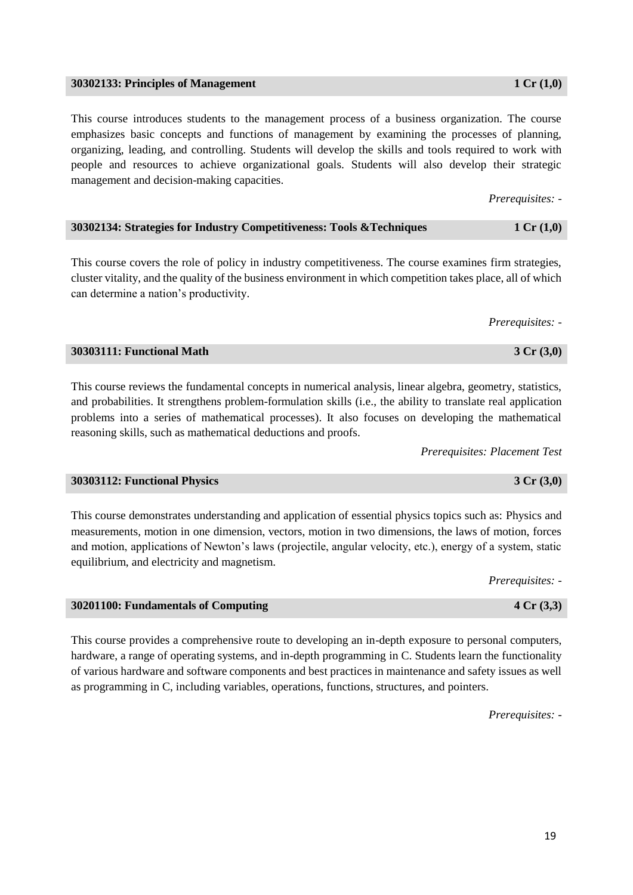### 30302133: Principles of Management 1 Cr (1,0)

This course introduces students to the management process of a business organization. The course emphasizes basic concepts and functions of management by examining the processes of planning, organizing, leading, and controlling. Students will develop the skills and tools required to work with people and resources to achieve organizational goals. Students will also develop their strategic management and decision-making capacities.

*Prerequisites: -*

### 30302134: Strategies for Industry Competitiveness: Tools &Techniques 1 Cr (1,0)

This course covers the role of policy in industry competitiveness. The course examines firm strategies, cluster vitality, and the quality of the business environment in which competition takes place, all of which can determine a nation's productivity.

*Prerequisites: -*

### 30303111: Functional Math 3 Cr (3,0)

This course reviews the fundamental concepts in numerical analysis, linear algebra, geometry, statistics, and probabilities. It strengthens problem-formulation skills (i.e., the ability to translate real application problems into a series of mathematical processes). It also focuses on developing the mathematical reasoning skills, such as mathematical deductions and proofs.

*Prerequisites: Placement Test*

### 30303112: Functional Physics 3 Cr (3,0)

This course demonstrates understanding and application of essential physics topics such as: Physics and measurements, motion in one dimension, vectors, motion in two dimensions, the laws of motion, forces and motion, applications of Newton's laws (projectile, angular velocity, etc.), energy of a system, static equilibrium, and electricity and magnetism.

*Prerequisites: -*

### 30201100: Fundamentals of Computing 4 Cr (3,3)

This course provides a comprehensive route to developing an in-depth exposure to personal computers, hardware, a range of operating systems, and in-depth programming in C. Students learn the functionality of various hardware and software components and best practices in maintenance and safety issues as well as programming in C, including variables, operations, functions, structures, and pointers.

*Prerequisites: -*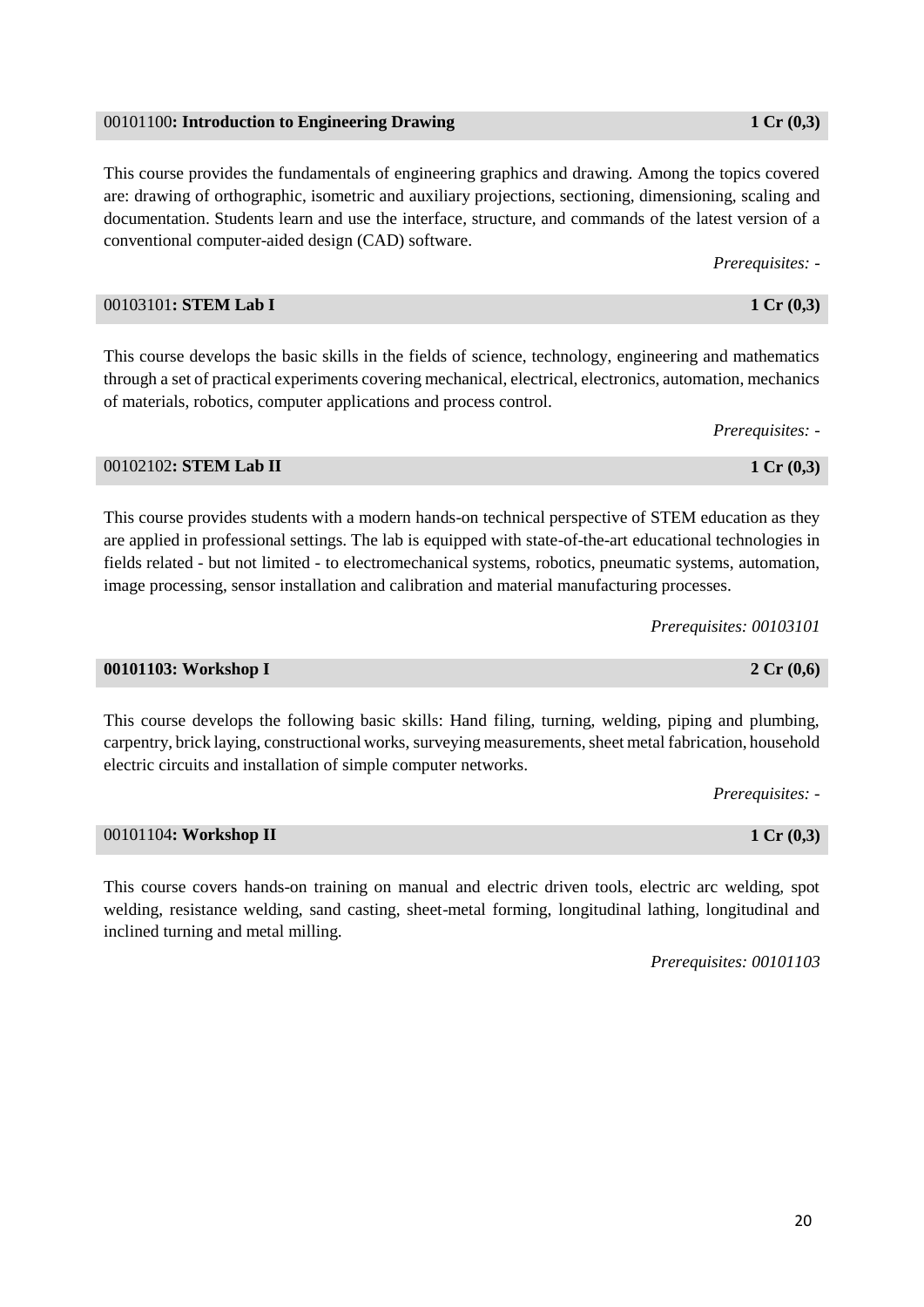### 00101100: Introduction to Engineering Drawing — 1 Cr (0,3)

This course provides the fundamentals of engineering graphics and drawing. Among the topics covered are: drawing of orthographic, isometric and auxiliary projections, sectioning, dimensioning, scaling and documentation. Students learn and use the interface, structure, and commands of the latest version of a conventional computer-aided design (CAD) software.

*Prerequisites: -*

### 00103101: STEM Lab I — 1 Cr (0,3)

This course develops the basic skills in the fields of science, technology, engineering and mathematics through a set of practical experiments covering mechanical, electrical, electronics, automation, mechanics of materials, robotics, computer applications and process control.

*Prerequisites: -*

### 00102102: STEM Lab II — 1 Cr (0,3)

This course provides students with a modern hands-on technical perspective of STEM education as they are applied in professional settings. The lab is equipped with state-of-the-art educational technologies in fields related - but not limited - to electromechanical systems, robotics, pneumatic systems, automation, image processing, sensor installation and calibration and material manufacturing processes.

*Prerequisites: 00103101*

### 00101103: Workshop I — 2 Cr (0,6)

This course develops the following basic skills: Hand filing, turning, welding, piping and plumbing, carpentry, brick laying, constructional works, surveying measurements, sheet metal fabrication, household electric circuits and installation of simple computer networks.

*Prerequisites: -*

### 00101104: Workshop II — 1 Cr (0,3)

This course covers hands-on training on manual and electric driven tools, electric arc welding, spot welding, resistance welding, sand casting, sheet-metal forming, longitudinal lathing, longitudinal and inclined turning and metal milling.

*Prerequisites: 00101103*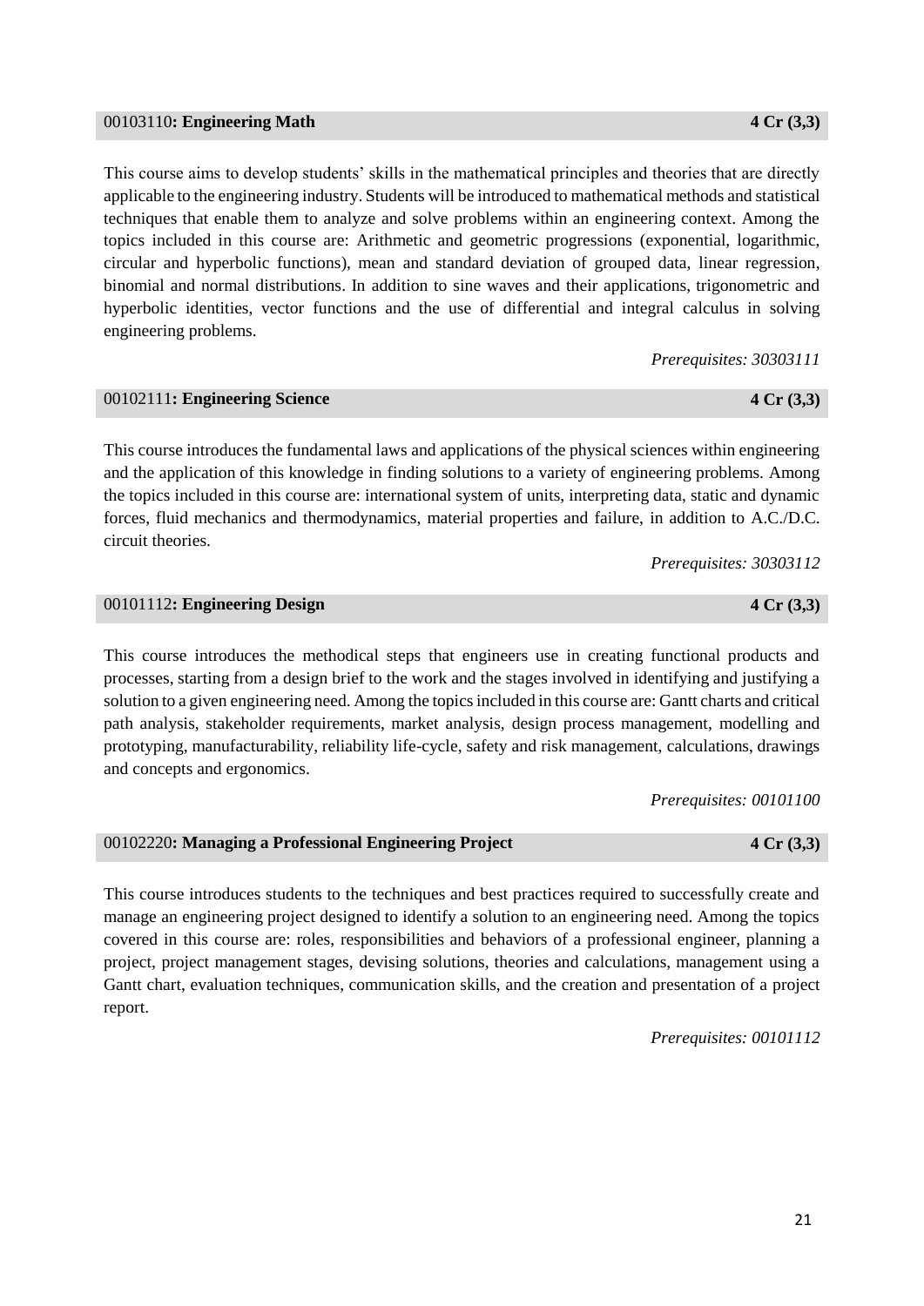### 00103110: **Engineering Math** **4 Cr (3,3)**

This course aims to develop students' skills in the mathematical principles and theories that are directly applicable to the engineering industry. Students will be introduced to mathematical methods and statistical techniques that enable them to analyze and solve problems within an engineering context. Among the topics included in this course are: Arithmetic and geometric progressions (exponential, logarithmic, circular and hyperbolic functions), mean and standard deviation of grouped data, linear regression, binomial and normal distributions. In addition to sine waves and their applications, trigonometric and hyperbolic identities, vector functions and the use of differential and integral calculus in solving engineering problems.

*Prerequisites: 30303111*

### 00102111: **Engineering Science** **4 Cr (3,3)**

This course introduces the fundamental laws and applications of the physical sciences within engineering and the application of this knowledge in finding solutions to a variety of engineering problems. Among the topics included in this course are: international system of units, interpreting data, static and dynamic forces, fluid mechanics and thermodynamics, material properties and failure, in addition to A.C./D.C. circuit theories.

*Prerequisites: 30303112*

### 00101112: **Engineering Design** **4 Cr (3,3)**

This course introduces the methodical steps that engineers use in creating functional products and processes, starting from a design brief to the work and the stages involved in identifying and justifying a solution to a given engineering need. Among the topics included in this course are: Gantt charts and critical path analysis, stakeholder requirements, market analysis, design process management, modelling and prototyping, manufacturability, reliability life-cycle, safety and risk management, calculations, drawings and concepts and ergonomics.

*Prerequisites: 00101100*

### 00102220: **Managing a Professional Engineering Project** **4 Cr (3,3)**

This course introduces students to the techniques and best practices required to successfully create and manage an engineering project designed to identify a solution to an engineering need. Among the topics covered in this course are: roles, responsibilities and behaviors of a professional engineer, planning a project, project management stages, devising solutions, theories and calculations, management using a Gantt chart, evaluation techniques, communication skills, and the creation and presentation of a project report.

*Prerequisites: 00101112*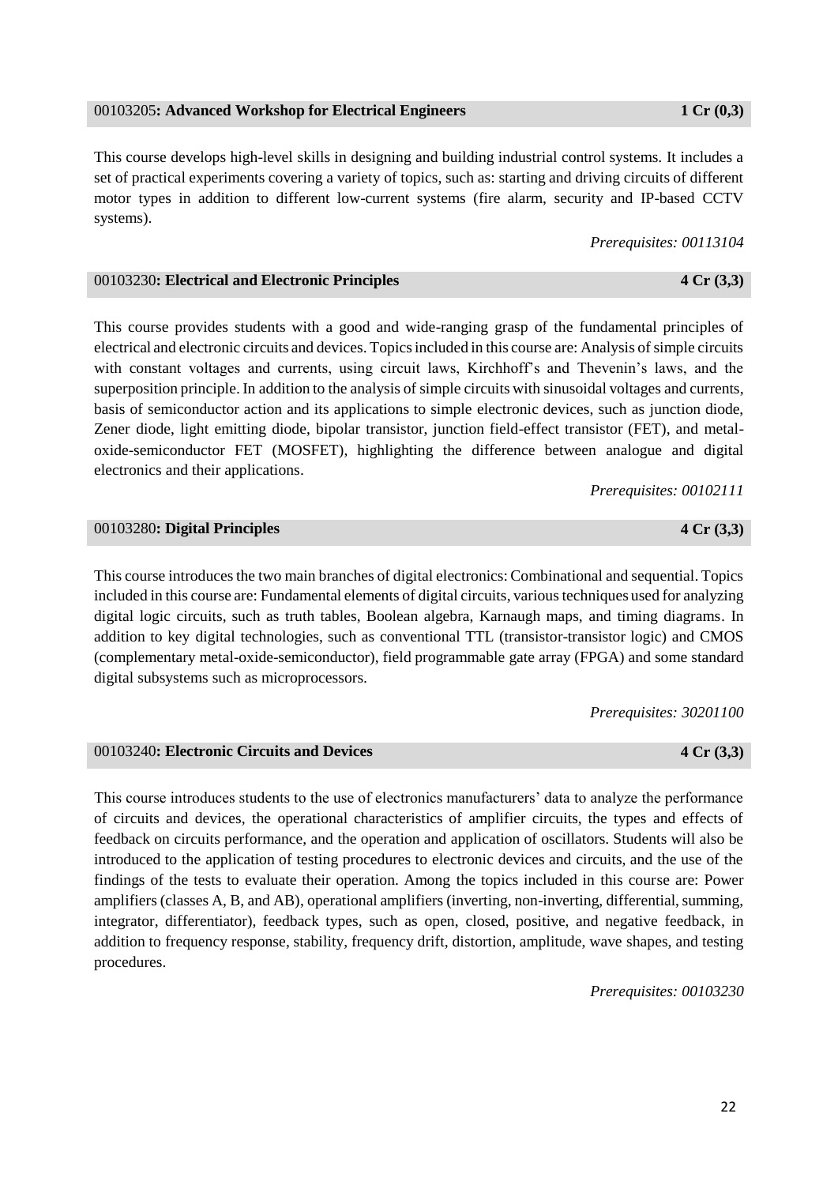### 00103205**: Advanced Workshop for Electrical Engineers** **1 Cr (0,3)**

This course develops high-level skills in designing and building industrial control systems. It includes a set of practical experiments covering a variety of topics, such as: starting and driving circuits of different motor types in addition to different low-current systems (fire alarm, security and IP-based CCTV systems).

*Prerequisites: 00113104*

### 00103230**: Electrical and Electronic Principles** **4 Cr (3,3)**

This course provides students with a good and wide-ranging grasp of the fundamental principles of electrical and electronic circuits and devices. Topics included in this course are: Analysis of simple circuits with constant voltages and currents, using circuit laws, Kirchhoff's and Thevenin's laws, and the superposition principle. In addition to the analysis of simple circuits with sinusoidal voltages and currents, basis of semiconductor action and its applications to simple electronic devices, such as junction diode, Zener diode, light emitting diode, bipolar transistor, junction field-effect transistor (FET), and metal-oxide-semiconductor FET (MOSFET), highlighting the difference between analogue and digital electronics and their applications.

*Prerequisites: 00102111*

### 00103280**: Digital Principles** **4 Cr (3,3)**

This course introduces the two main branches of digital electronics: Combinational and sequential. Topics included in this course are: Fundamental elements of digital circuits, various techniques used for analyzing digital logic circuits, such as truth tables, Boolean algebra, Karnaugh maps, and timing diagrams. In addition to key digital technologies, such as conventional TTL (transistor-transistor logic) and CMOS (complementary metal-oxide-semiconductor), field programmable gate array (FPGA) and some standard digital subsystems such as microprocessors.

*Prerequisites: 30201100*

### 00103240**: Electronic Circuits and Devices** **4 Cr (3,3)**

This course introduces students to the use of electronics manufacturers' data to analyze the performance of circuits and devices, the operational characteristics of amplifier circuits, the types and effects of feedback on circuits performance, and the operation and application of oscillators. Students will also be introduced to the application of testing procedures to electronic devices and circuits, and the use of the findings of the tests to evaluate their operation. Among the topics included in this course are: Power amplifiers (classes A, B, and AB), operational amplifiers (inverting, non-inverting, differential, summing, integrator, differentiator), feedback types, such as open, closed, positive, and negative feedback, in addition to frequency response, stability, frequency drift, distortion, amplitude, wave shapes, and testing procedures.

*Prerequisites: 00103230*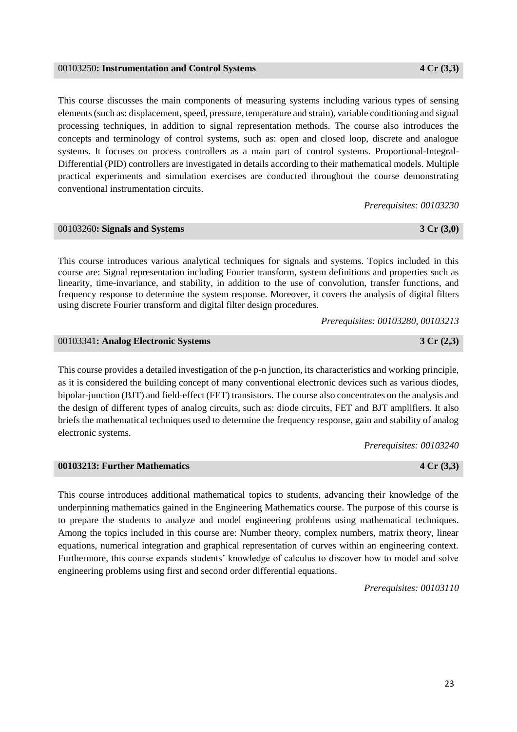### 00103250**: Instrumentation and Control Systems** **4 Cr (3,3)**

This course discusses the main components of measuring systems including various types of sensing elements (such as: displacement, speed, pressure, temperature and strain), variable conditioning and signal processing techniques, in addition to signal representation methods. The course also introduces the concepts and terminology of control systems, such as: open and closed loop, discrete and analogue systems. It focuses on process controllers as a main part of control systems. Proportional-Integral-Differential (PID) controllers are investigated in details according to their mathematical models. Multiple practical experiments and simulation exercises are conducted throughout the course demonstrating conventional instrumentation circuits.

*Prerequisites: 00103230*

### 00103260**: Signals and Systems** **3 Cr (3,0)**

This course introduces various analytical techniques for signals and systems. Topics included in this course are: Signal representation including Fourier transform, system definitions and properties such as linearity, time-invariance, and stability, in addition to the use of convolution, transfer functions, and frequency response to determine the system response. Moreover, it covers the analysis of digital filters using discrete Fourier transform and digital filter design procedures.

*Prerequisites: 00103280, 00103213*

### 00103341**: Analog Electronic Systems** **3 Cr (2,3)**

This course provides a detailed investigation of the p-n junction, its characteristics and working principle, as it is considered the building concept of many conventional electronic devices such as various diodes, bipolar-junction (BJT) and field-effect (FET) transistors. The course also concentrates on the analysis and the design of different types of analog circuits, such as: diode circuits, FET and BJT amplifiers. It also briefs the mathematical techniques used to determine the frequency response, gain and stability of analog electronic systems.

*Prerequisites: 00103240*

### **00103213: Further Mathematics** **4 Cr (3,3)**

This course introduces additional mathematical topics to students, advancing their knowledge of the underpinning mathematics gained in the Engineering Mathematics course. The purpose of this course is to prepare the students to analyze and model engineering problems using mathematical techniques. Among the topics included in this course are: Number theory, complex numbers, matrix theory, linear equations, numerical integration and graphical representation of curves within an engineering context. Furthermore, this course expands students' knowledge of calculus to discover how to model and solve engineering problems using first and second order differential equations.

*Prerequisites: 00103110*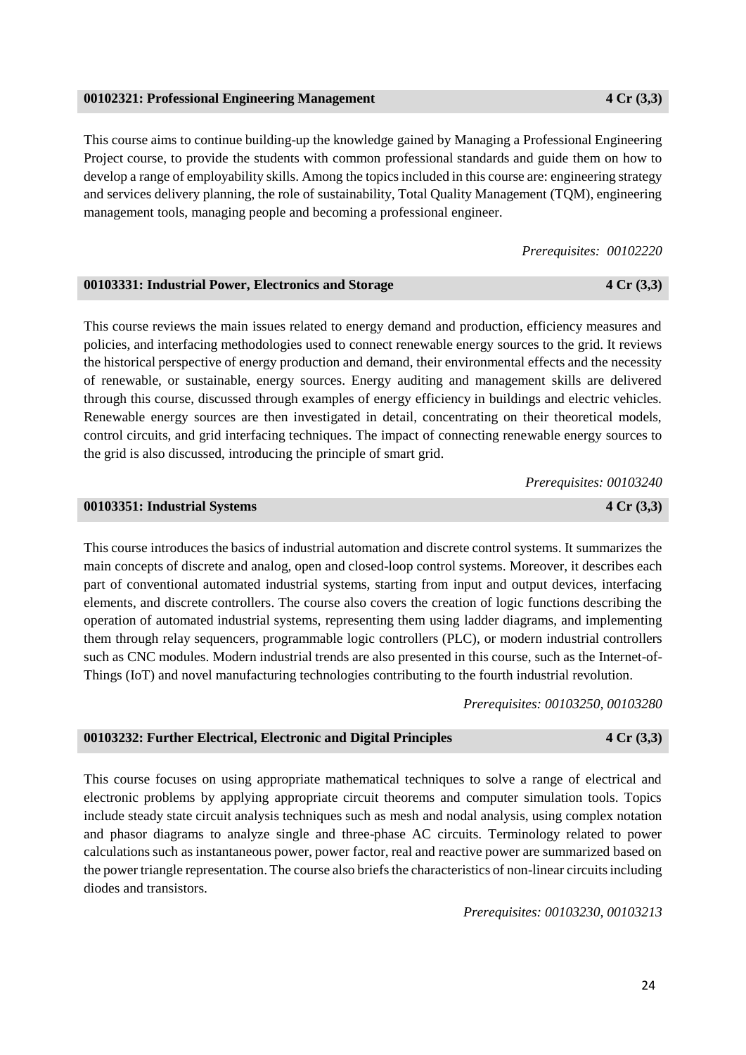### 00102321: Professional Engineering Management 4 Cr (3,3)

This course aims to continue building-up the knowledge gained by Managing a Professional Engineering Project course, to provide the students with common professional standards and guide them on how to develop a range of employability skills. Among the topics included in this course are: engineering strategy and services delivery planning, the role of sustainability, Total Quality Management (TQM), engineering management tools, managing people and becoming a professional engineer.

*Prerequisites: 00102220*

### 00103331: Industrial Power, Electronics and Storage 4 Cr (3,3)

This course reviews the main issues related to energy demand and production, efficiency measures and policies, and interfacing methodologies used to connect renewable energy sources to the grid. It reviews the historical perspective of energy production and demand, their environmental effects and the necessity of renewable, or sustainable, energy sources. Energy auditing and management skills are delivered through this course, discussed through examples of energy efficiency in buildings and electric vehicles. Renewable energy sources are then investigated in detail, concentrating on their theoretical models, control circuits, and grid interfacing techniques. The impact of connecting renewable energy sources to the grid is also discussed, introducing the principle of smart grid.

*Prerequisites: 00103240*

### 00103351: Industrial Systems 4 Cr (3,3)

This course introduces the basics of industrial automation and discrete control systems. It summarizes the main concepts of discrete and analog, open and closed-loop control systems. Moreover, it describes each part of conventional automated industrial systems, starting from input and output devices, interfacing elements, and discrete controllers. The course also covers the creation of logic functions describing the operation of automated industrial systems, representing them using ladder diagrams, and implementing them through relay sequencers, programmable logic controllers (PLC), or modern industrial controllers such as CNC modules. Modern industrial trends are also presented in this course, such as the Internet-of-Things (IoT) and novel manufacturing technologies contributing to the fourth industrial revolution.

*Prerequisites: 00103250, 00103280*

### 00103232: Further Electrical, Electronic and Digital Principles 4 Cr (3,3)

This course focuses on using appropriate mathematical techniques to solve a range of electrical and electronic problems by applying appropriate circuit theorems and computer simulation tools. Topics include steady state circuit analysis techniques such as mesh and nodal analysis, using complex notation and phasor diagrams to analyze single and three-phase AC circuits. Terminology related to power calculations such as instantaneous power, power factor, real and reactive power are summarized based on the power triangle representation. The course also briefs the characteristics of non-linear circuits including diodes and transistors.

*Prerequisites: 00103230, 00103213*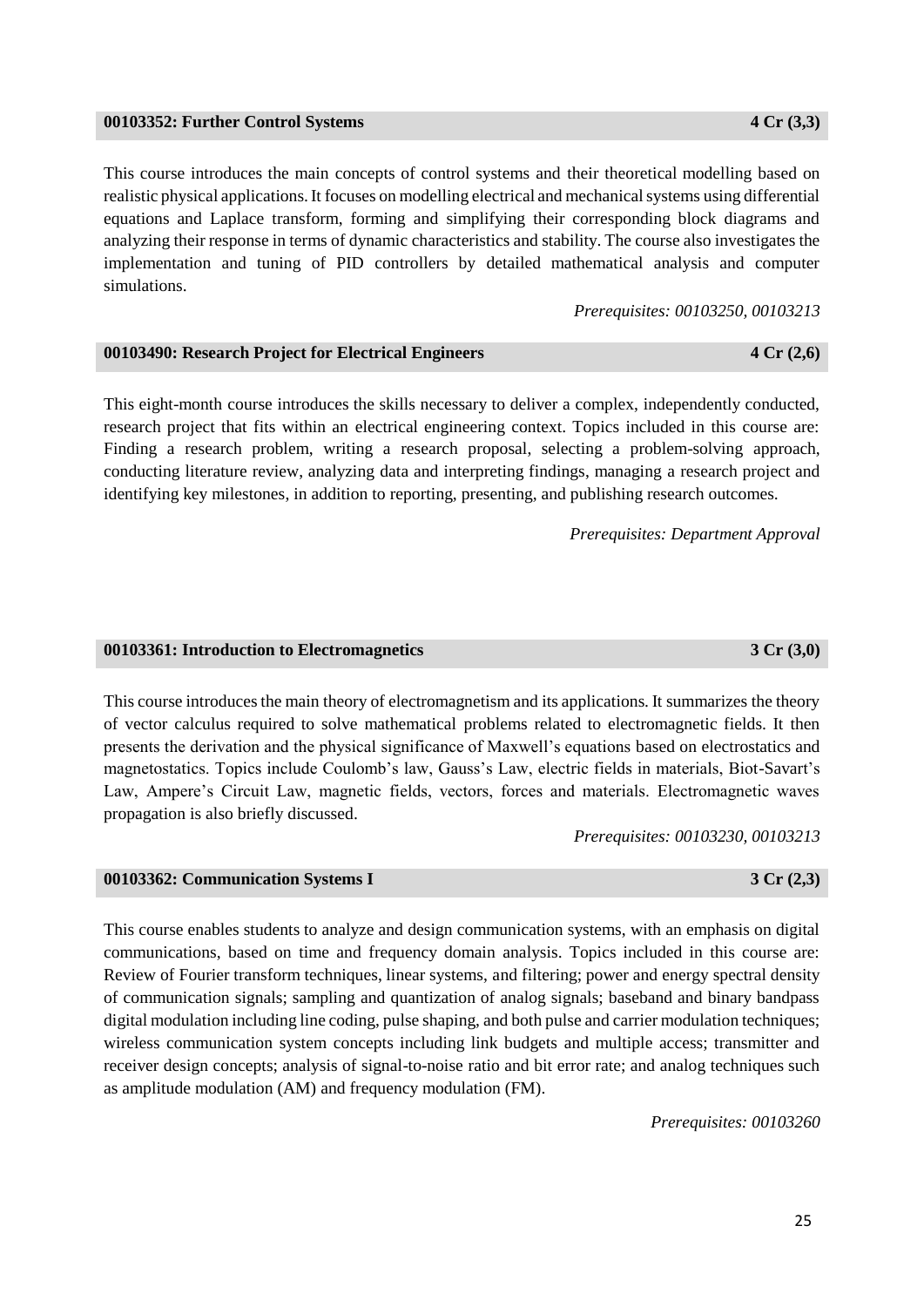### 00103352: Further Control Systems — 4 Cr (3,3)

This course introduces the main concepts of control systems and their theoretical modelling based on realistic physical applications. It focuses on modelling electrical and mechanical systems using differential equations and Laplace transform, forming and simplifying their corresponding block diagrams and analyzing their response in terms of dynamic characteristics and stability. The course also investigates the implementation and tuning of PID controllers by detailed mathematical analysis and computer simulations.

*Prerequisites: 00103250, 00103213*

### 00103490: Research Project for Electrical Engineers — 4 Cr (2,6)

This eight-month course introduces the skills necessary to deliver a complex, independently conducted, research project that fits within an electrical engineering context. Topics included in this course are: Finding a research problem, writing a research proposal, selecting a problem-solving approach, conducting literature review, analyzing data and interpreting findings, managing a research project and identifying key milestones, in addition to reporting, presenting, and publishing research outcomes.

*Prerequisites: Department Approval*

### 00103361: Introduction to Electromagnetics — 3 Cr (3,0)

This course introduces the main theory of electromagnetism and its applications. It summarizes the theory of vector calculus required to solve mathematical problems related to electromagnetic fields. It then presents the derivation and the physical significance of Maxwell's equations based on electrostatics and magnetostatics. Topics include Coulomb's law, Gauss's Law, electric fields in materials, Biot-Savart's Law, Ampere's Circuit Law, magnetic fields, vectors, forces and materials. Electromagnetic waves propagation is also briefly discussed.

*Prerequisites: 00103230, 00103213*

### 00103362: Communication Systems I — 3 Cr (2,3)

This course enables students to analyze and design communication systems, with an emphasis on digital communications, based on time and frequency domain analysis. Topics included in this course are: Review of Fourier transform techniques, linear systems, and filtering; power and energy spectral density of communication signals; sampling and quantization of analog signals; baseband and binary bandpass digital modulation including line coding, pulse shaping, and both pulse and carrier modulation techniques; wireless communication system concepts including link budgets and multiple access; transmitter and receiver design concepts; analysis of signal-to-noise ratio and bit error rate; and analog techniques such as amplitude modulation (AM) and frequency modulation (FM).

*Prerequisites: 00103260*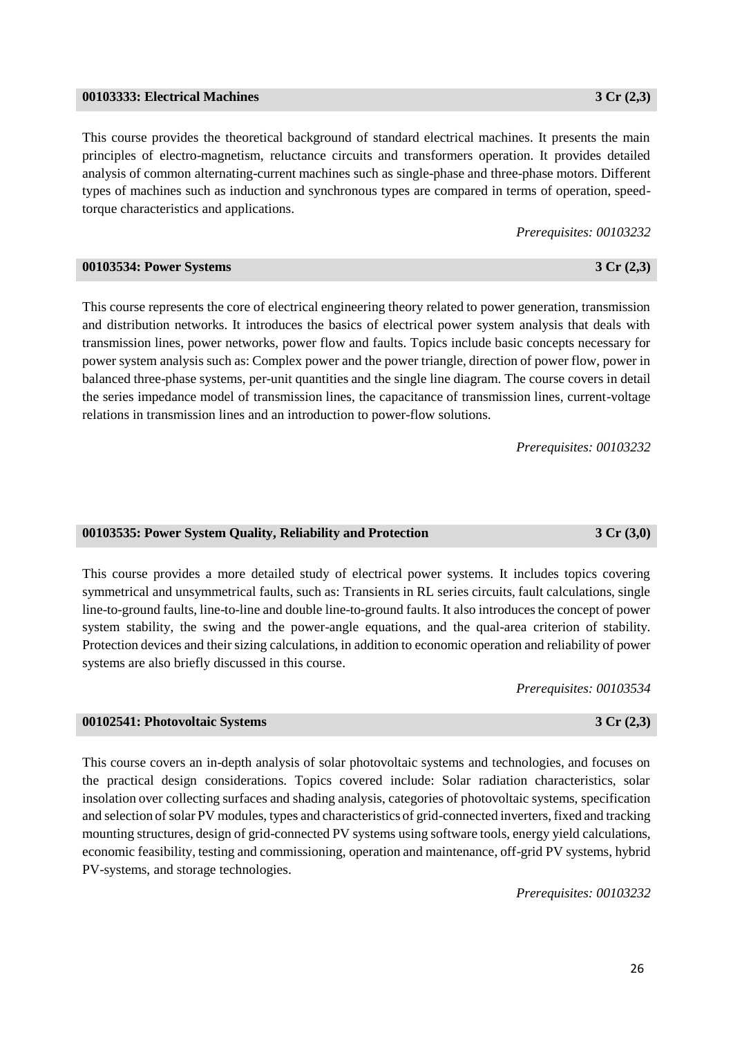### 00103333: Electrical Machines 3 Cr (2,3)

This course provides the theoretical background of standard electrical machines. It presents the main principles of electro-magnetism, reluctance circuits and transformers operation. It provides detailed analysis of common alternating-current machines such as single-phase and three-phase motors. Different types of machines such as induction and synchronous types are compared in terms of operation, speed-torque characteristics and applications.

*Prerequisites: 00103232*

### 00103534: Power Systems 3 Cr (2,3)

This course represents the core of electrical engineering theory related to power generation, transmission and distribution networks. It introduces the basics of electrical power system analysis that deals with transmission lines, power networks, power flow and faults. Topics include basic concepts necessary for power system analysis such as: Complex power and the power triangle, direction of power flow, power in balanced three-phase systems, per-unit quantities and the single line diagram. The course covers in detail the series impedance model of transmission lines, the capacitance of transmission lines, current-voltage relations in transmission lines and an introduction to power-flow solutions.

*Prerequisites: 00103232*

### 00103535: Power System Quality, Reliability and Protection 3 Cr (3,0)

This course provides a more detailed study of electrical power systems. It includes topics covering symmetrical and unsymmetrical faults, such as: Transients in RL series circuits, fault calculations, single line-to-ground faults, line-to-line and double line-to-ground faults. It also introduces the concept of power system stability, the swing and the power-angle equations, and the qual-area criterion of stability. Protection devices and their sizing calculations, in addition to economic operation and reliability of power systems are also briefly discussed in this course.

*Prerequisites: 00103534*

### 00102541: Photovoltaic Systems 3 Cr (2,3)

This course covers an in-depth analysis of solar photovoltaic systems and technologies, and focuses on the practical design considerations. Topics covered include: Solar radiation characteristics, solar insolation over collecting surfaces and shading analysis, categories of photovoltaic systems, specification and selection of solar PV modules, types and characteristics of grid-connected inverters, fixed and tracking mounting structures, design of grid-connected PV systems using software tools, energy yield calculations, economic feasibility, testing and commissioning, operation and maintenance, off-grid PV systems, hybrid PV-systems, and storage technologies.

*Prerequisites: 00103232*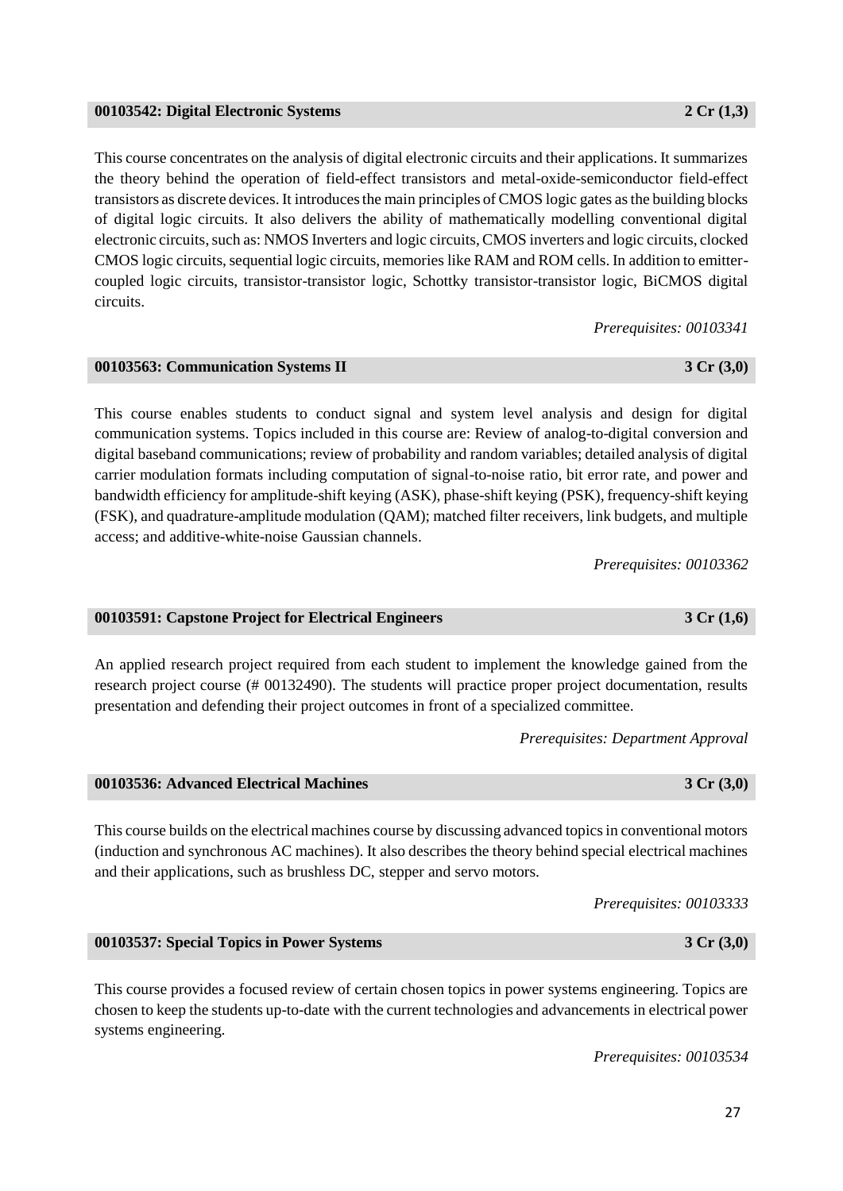### 00103542: Digital Electronic Systems — 2 Cr (1,3)

This course concentrates on the analysis of digital electronic circuits and their applications. It summarizes the theory behind the operation of field-effect transistors and metal-oxide-semiconductor field-effect transistors as discrete devices. It introduces the main principles of CMOS logic gates as the building blocks of digital logic circuits. It also delivers the ability of mathematically modelling conventional digital electronic circuits, such as: NMOS Inverters and logic circuits, CMOS inverters and logic circuits, clocked CMOS logic circuits, sequential logic circuits, memories like RAM and ROM cells. In addition to emitter-coupled logic circuits, transistor-transistor logic, Schottky transistor-transistor logic, BiCMOS digital circuits.

*Prerequisites: 00103341*

### 00103563: Communication Systems II — 3 Cr (3,0)

This course enables students to conduct signal and system level analysis and design for digital communication systems. Topics included in this course are: Review of analog-to-digital conversion and digital baseband communications; review of probability and random variables; detailed analysis of digital carrier modulation formats including computation of signal-to-noise ratio, bit error rate, and power and bandwidth efficiency for amplitude-shift keying (ASK), phase-shift keying (PSK), frequency-shift keying (FSK), and quadrature-amplitude modulation (QAM); matched filter receivers, link budgets, and multiple access; and additive-white-noise Gaussian channels.

*Prerequisites: 00103362*

### 00103591: Capstone Project for Electrical Engineers — 3 Cr (1,6)

An applied research project required from each student to implement the knowledge gained from the research project course (# 00132490). The students will practice proper project documentation, results presentation and defending their project outcomes in front of a specialized committee.

*Prerequisites: Department Approval*

### 00103536: Advanced Electrical Machines — 3 Cr (3,0)

This course builds on the electrical machines course by discussing advanced topics in conventional motors (induction and synchronous AC machines). It also describes the theory behind special electrical machines and their applications, such as brushless DC, stepper and servo motors.

*Prerequisites: 00103333*

### 00103537: Special Topics in Power Systems — 3 Cr (3,0)

This course provides a focused review of certain chosen topics in power systems engineering. Topics are chosen to keep the students up-to-date with the current technologies and advancements in electrical power systems engineering.

*Prerequisites: 00103534*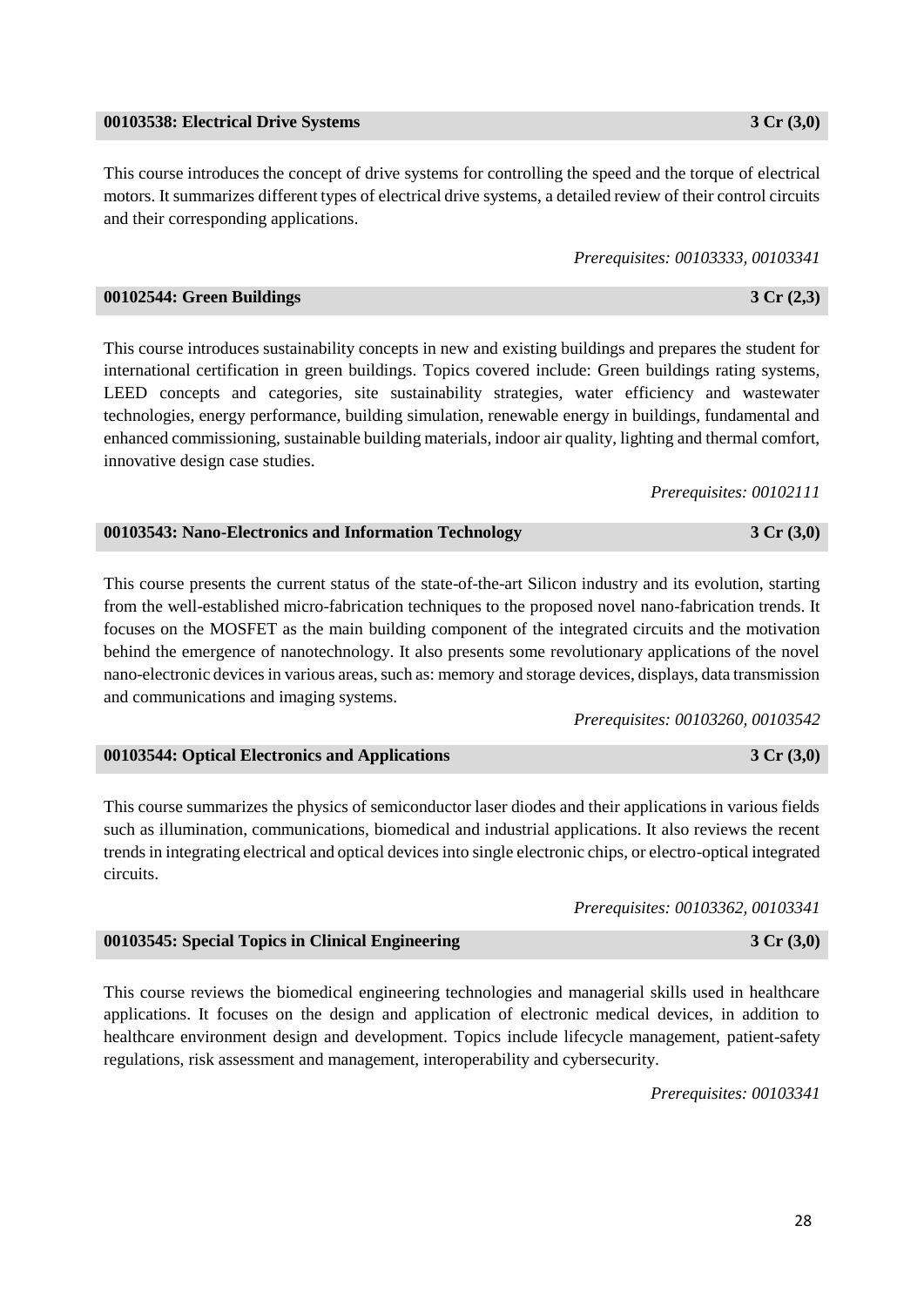### 00103538: Electrical Drive Systems — 3 Cr (3,0)

This course introduces the concept of drive systems for controlling the speed and the torque of electrical motors. It summarizes different types of electrical drive systems, a detailed review of their control circuits and their corresponding applications.

*Prerequisites: 00103333, 00103341*

### 00102544: Green Buildings — 3 Cr (2,3)

This course introduces sustainability concepts in new and existing buildings and prepares the student for international certification in green buildings. Topics covered include: Green buildings rating systems, LEED concepts and categories, site sustainability strategies, water efficiency and wastewater technologies, energy performance, building simulation, renewable energy in buildings, fundamental and enhanced commissioning, sustainable building materials, indoor air quality, lighting and thermal comfort, innovative design case studies.

*Prerequisites: 00102111*

### 00103543: Nano-Electronics and Information Technology — 3 Cr (3,0)

This course presents the current status of the state-of-the-art Silicon industry and its evolution, starting from the well-established micro-fabrication techniques to the proposed novel nano-fabrication trends. It focuses on the MOSFET as the main building component of the integrated circuits and the motivation behind the emergence of nanotechnology. It also presents some revolutionary applications of the novel nano-electronic devices in various areas, such as: memory and storage devices, displays, data transmission and communications and imaging systems.

*Prerequisites: 00103260, 00103542*

### 00103544: Optical Electronics and Applications — 3 Cr (3,0)

This course summarizes the physics of semiconductor laser diodes and their applications in various fields such as illumination, communications, biomedical and industrial applications. It also reviews the recent trends in integrating electrical and optical devices into single electronic chips, or electro-optical integrated circuits.

*Prerequisites: 00103362, 00103341*

### 00103545: Special Topics in Clinical Engineering — 3 Cr (3,0)

This course reviews the biomedical engineering technologies and managerial skills used in healthcare applications. It focuses on the design and application of electronic medical devices, in addition to healthcare environment design and development. Topics include lifecycle management, patient-safety regulations, risk assessment and management, interoperability and cybersecurity.

*Prerequisites: 00103341*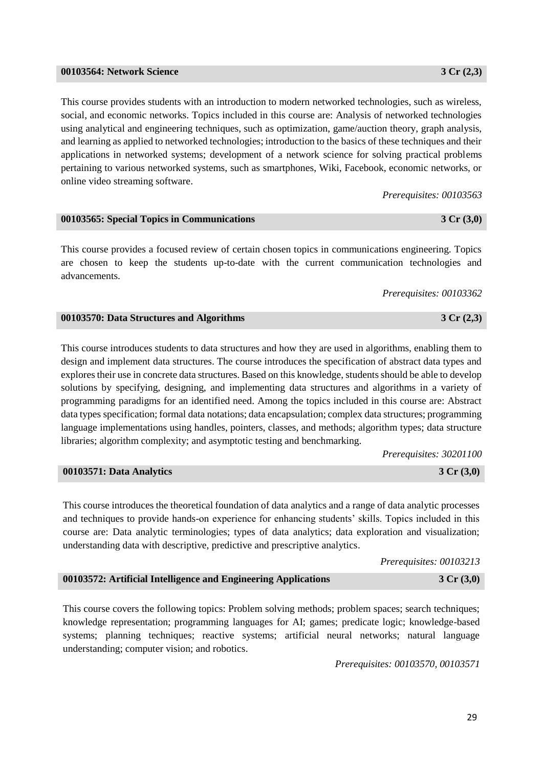### 00103564: Network Science 3 Cr (2,3)

This course provides students with an introduction to modern networked technologies, such as wireless, social, and economic networks. Topics included in this course are: Analysis of networked technologies using analytical and engineering techniques, such as optimization, game/auction theory, graph analysis, and learning as applied to networked technologies; introduction to the basics of these techniques and their applications in networked systems; development of a network science for solving practical problems pertaining to various networked systems, such as smartphones, Wiki, Facebook, economic networks, or online video streaming software.

*Prerequisites: 00103563*

### 00103565: Special Topics in Communications 3 Cr (3,0)

This course provides a focused review of certain chosen topics in communications engineering. Topics are chosen to keep the students up-to-date with the current communication technologies and advancements.

*Prerequisites: 00103362*

### 00103570: Data Structures and Algorithms 3 Cr (2,3)

This course introduces students to data structures and how they are used in algorithms, enabling them to design and implement data structures. The course introduces the specification of abstract data types and explores their use in concrete data structures. Based on this knowledge, students should be able to develop solutions by specifying, designing, and implementing data structures and algorithms in a variety of programming paradigms for an identified need. Among the topics included in this course are: Abstract data types specification; formal data notations; data encapsulation; complex data structures; programming language implementations using handles, pointers, classes, and methods; algorithm types; data structure libraries; algorithm complexity; and asymptotic testing and benchmarking.

*Prerequisites: 30201100*

### 00103571: Data Analytics 3 Cr (3,0)

This course introduces the theoretical foundation of data analytics and a range of data analytic processes and techniques to provide hands-on experience for enhancing students' skills. Topics included in this course are: Data analytic terminologies; types of data analytics; data exploration and visualization; understanding data with descriptive, predictive and prescriptive analytics.

*Prerequisites: 00103213*

### 00103572: Artificial Intelligence and Engineering Applications 3 Cr (3,0)

This course covers the following topics: Problem solving methods; problem spaces; search techniques; knowledge representation; programming languages for AI; games; predicate logic; knowledge-based systems; planning techniques; reactive systems; artificial neural networks; natural language understanding; computer vision; and robotics.

*Prerequisites: 00103570, 00103571*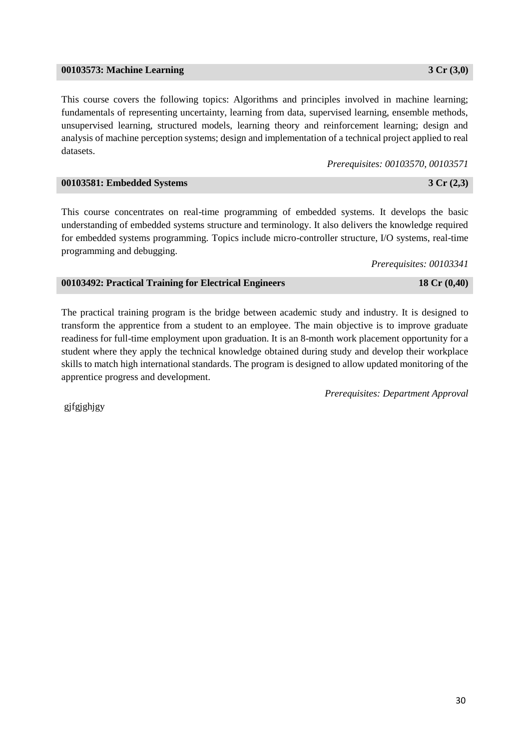### 00103573: Machine Learning 3 Cr (3,0)

This course covers the following topics: Algorithms and principles involved in machine learning; fundamentals of representing uncertainty, learning from data, supervised learning, ensemble methods, unsupervised learning, structured models, learning theory and reinforcement learning; design and analysis of machine perception systems; design and implementation of a technical project applied to real datasets.

*Prerequisites: 00103570, 00103571*

### 00103581: Embedded Systems 3 Cr (2,3)

This course concentrates on real-time programming of embedded systems. It develops the basic understanding of embedded systems structure and terminology. It also delivers the knowledge required for embedded systems programming. Topics include micro-controller structure, I/O systems, real-time programming and debugging.

*Prerequisites: 00103341*

### 00103492: Practical Training for Electrical Engineers 18 Cr (0,40)

The practical training program is the bridge between academic study and industry. It is designed to transform the apprentice from a student to an employee. The main objective is to improve graduate readiness for full-time employment upon graduation. It is an 8-month work placement opportunity for a student where they apply the technical knowledge obtained during study and develop their workplace skills to match high international standards. The program is designed to allow updated monitoring of the apprentice progress and development.

*Prerequisites: Department Approval*

gjfgjghjgy